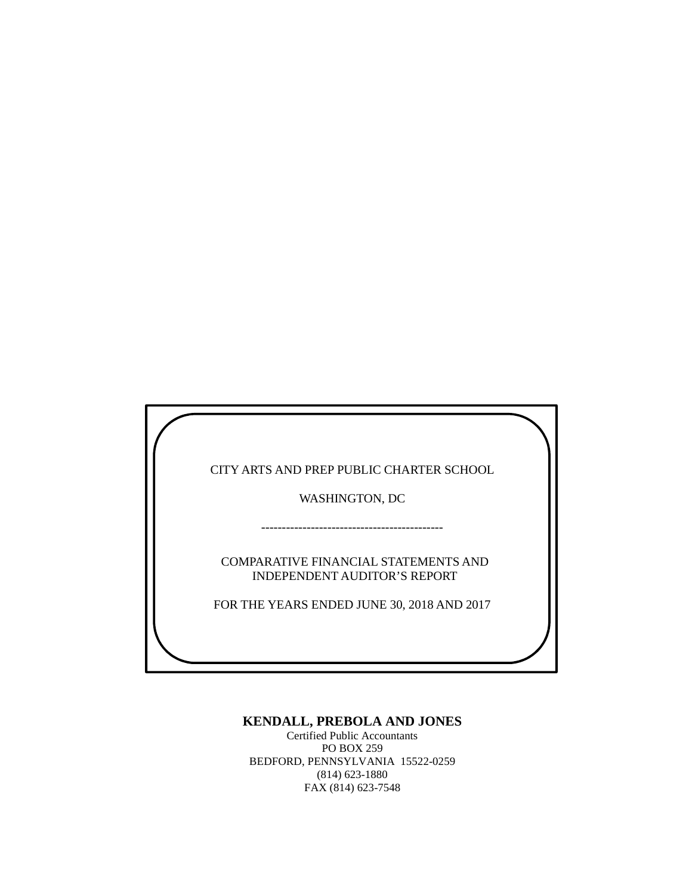CITY ARTS AND PREP PUBLIC CHARTER SCHOOL

WASHINGTON, DC

---------------------------------------------

COMPARATIVE FINANCIAL STATEMENTS AND
INDEPENDENT AUDITOR'S REPORT

FOR THE YEARS ENDED JUNE 30, 2018 AND 2017

**KENDALL, PREBOLA AND JONES**
Certified Public Accountants
PO BOX 259
BEDFORD, PENNSYLVANIA 15522-0259
(814) 623-1880
FAX (814) 623-7548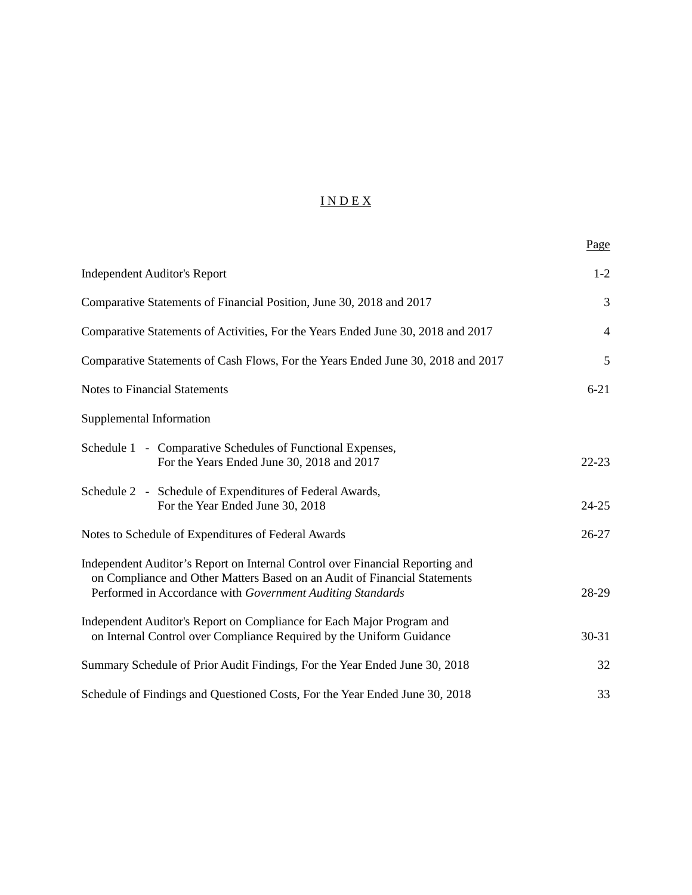# I N D E X

| | Page |
|---|---|
| Independent Auditor's Report | 1-2 |
| Comparative Statements of Financial Position, June 30, 2018 and 2017 | 3 |
| Comparative Statements of Activities, For the Years Ended June 30, 2018 and 2017 | 4 |
| Comparative Statements of Cash Flows, For the Years Ended June 30, 2018 and 2017 | 5 |
| Notes to Financial Statements | 6-21 |
| Supplemental Information | |
| Schedule 1 - Comparative Schedules of Functional Expenses, For the Years Ended June 30, 2018 and 2017 | 22-23 |
| Schedule 2 - Schedule of Expenditures of Federal Awards, For the Year Ended June 30, 2018 | 24-25 |
| Notes to Schedule of Expenditures of Federal Awards | 26-27 |
| Independent Auditor's Report on Internal Control over Financial Reporting and on Compliance and Other Matters Based on an Audit of Financial Statements Performed in Accordance with *Government Auditing Standards* | 28-29 |
| Independent Auditor's Report on Compliance for Each Major Program and on Internal Control over Compliance Required by the Uniform Guidance | 30-31 |
| Summary Schedule of Prior Audit Findings, For the Year Ended June 30, 2018 | 32 |
| Schedule of Findings and Questioned Costs, For the Year Ended June 30, 2018 | 33 |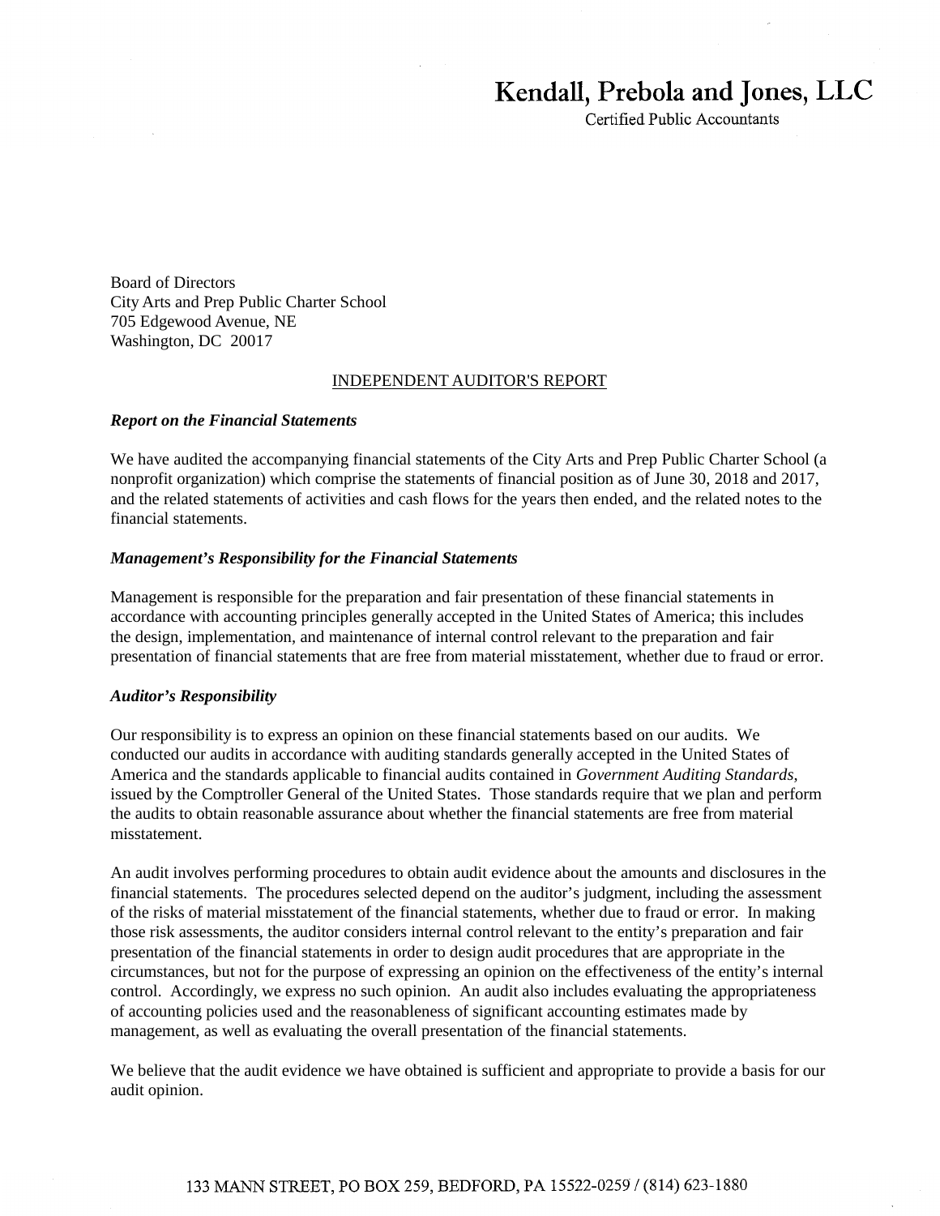# Kendall, Prebola and Jones, LLC

Certified Public Accountants

Board of Directors
City Arts and Prep Public Charter School
705 Edgewood Avenue, NE
Washington, DC 20017

INDEPENDENT AUDITOR'S REPORT

***Report on the Financial Statements***

We have audited the accompanying financial statements of the City Arts and Prep Public Charter School (a nonprofit organization) which comprise the statements of financial position as of June 30, 2018 and 2017, and the related statements of activities and cash flows for the years then ended, and the related notes to the financial statements.

***Management's Responsibility for the Financial Statements***

Management is responsible for the preparation and fair presentation of these financial statements in accordance with accounting principles generally accepted in the United States of America; this includes the design, implementation, and maintenance of internal control relevant to the preparation and fair presentation of financial statements that are free from material misstatement, whether due to fraud or error.

***Auditor's Responsibility***

Our responsibility is to express an opinion on these financial statements based on our audits. We conducted our audits in accordance with auditing standards generally accepted in the United States of America and the standards applicable to financial audits contained in *Government Auditing Standards*, issued by the Comptroller General of the United States. Those standards require that we plan and perform the audits to obtain reasonable assurance about whether the financial statements are free from material misstatement.

An audit involves performing procedures to obtain audit evidence about the amounts and disclosures in the financial statements. The procedures selected depend on the auditor's judgment, including the assessment of the risks of material misstatement of the financial statements, whether due to fraud or error. In making those risk assessments, the auditor considers internal control relevant to the entity's preparation and fair presentation of the financial statements in order to design audit procedures that are appropriate in the circumstances, but not for the purpose of expressing an opinion on the effectiveness of the entity's internal control. Accordingly, we express no such opinion. An audit also includes evaluating the appropriateness of accounting policies used and the reasonableness of significant accounting estimates made by management, as well as evaluating the overall presentation of the financial statements.

We believe that the audit evidence we have obtained is sufficient and appropriate to provide a basis for our audit opinion.

133 MANN STREET, PO BOX 259, BEDFORD, PA 15522-0259 / (814) 623-1880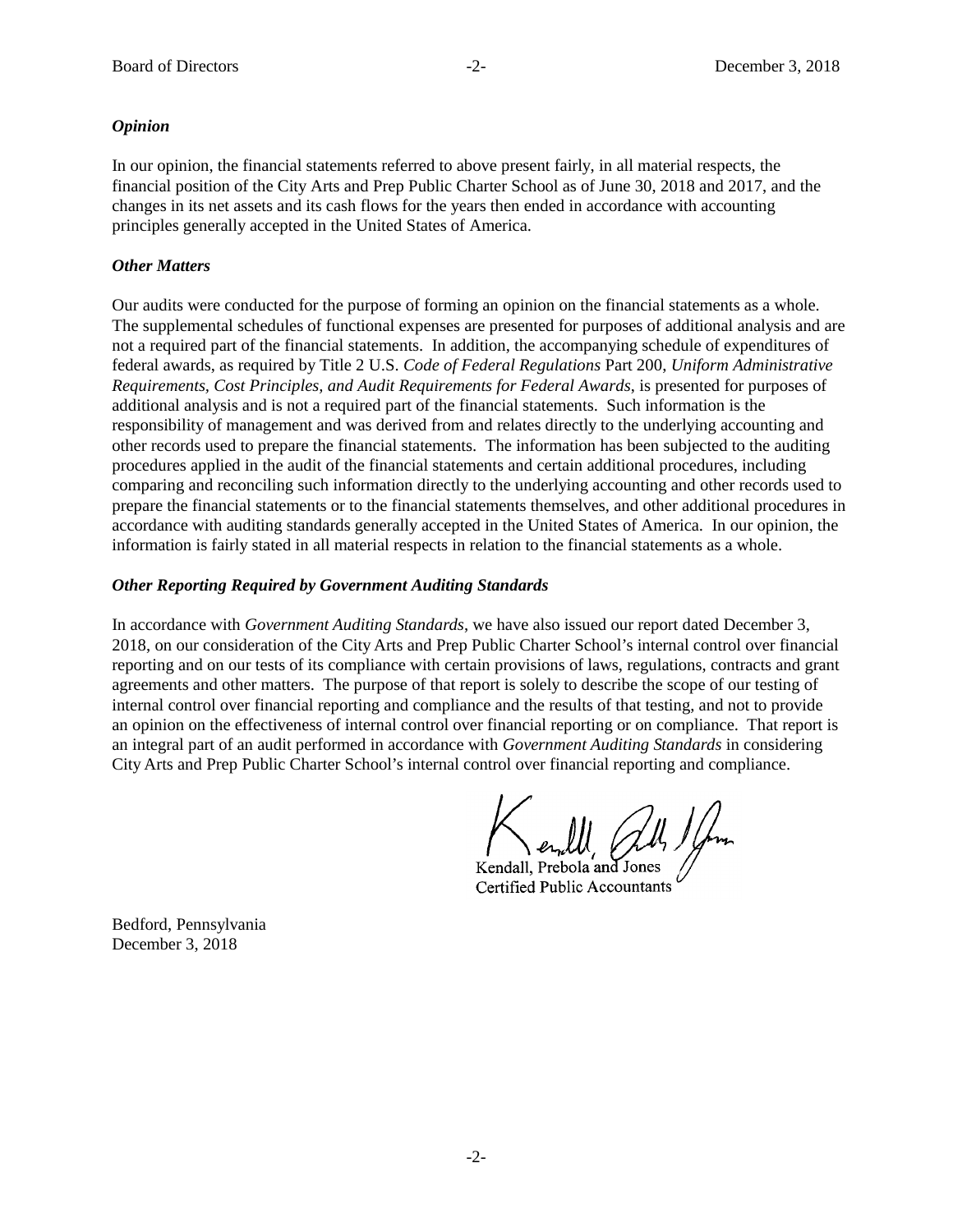### *Opinion*

In our opinion, the financial statements referred to above present fairly, in all material respects, the financial position of the City Arts and Prep Public Charter School as of June 30, 2018 and 2017, and the changes in its net assets and its cash flows for the years then ended in accordance with accounting principles generally accepted in the United States of America.

### *Other Matters*

Our audits were conducted for the purpose of forming an opinion on the financial statements as a whole. The supplemental schedules of functional expenses are presented for purposes of additional analysis and are not a required part of the financial statements. In addition, the accompanying schedule of expenditures of federal awards, as required by Title 2 U.S. *Code of Federal Regulations* Part 200, *Uniform Administrative Requirements, Cost Principles, and Audit Requirements for Federal Awards*, is presented for purposes of additional analysis and is not a required part of the financial statements. Such information is the responsibility of management and was derived from and relates directly to the underlying accounting and other records used to prepare the financial statements. The information has been subjected to the auditing procedures applied in the audit of the financial statements and certain additional procedures, including comparing and reconciling such information directly to the underlying accounting and other records used to prepare the financial statements or to the financial statements themselves, and other additional procedures in accordance with auditing standards generally accepted in the United States of America. In our opinion, the information is fairly stated in all material respects in relation to the financial statements as a whole.

### *Other Reporting Required by Government Auditing Standards*

In accordance with *Government Auditing Standards*, we have also issued our report dated December 3, 2018, on our consideration of the City Arts and Prep Public Charter School's internal control over financial reporting and on our tests of its compliance with certain provisions of laws, regulations, contracts and grant agreements and other matters. The purpose of that report is solely to describe the scope of our testing of internal control over financial reporting and compliance and the results of that testing, and not to provide an opinion on the effectiveness of internal control over financial reporting or on compliance. That report is an integral part of an audit performed in accordance with *Government Auditing Standards* in considering City Arts and Prep Public Charter School's internal control over financial reporting and compliance.

Kendall, Prebola and Jones
Certified Public Accountants

Bedford, Pennsylvania
December 3, 2018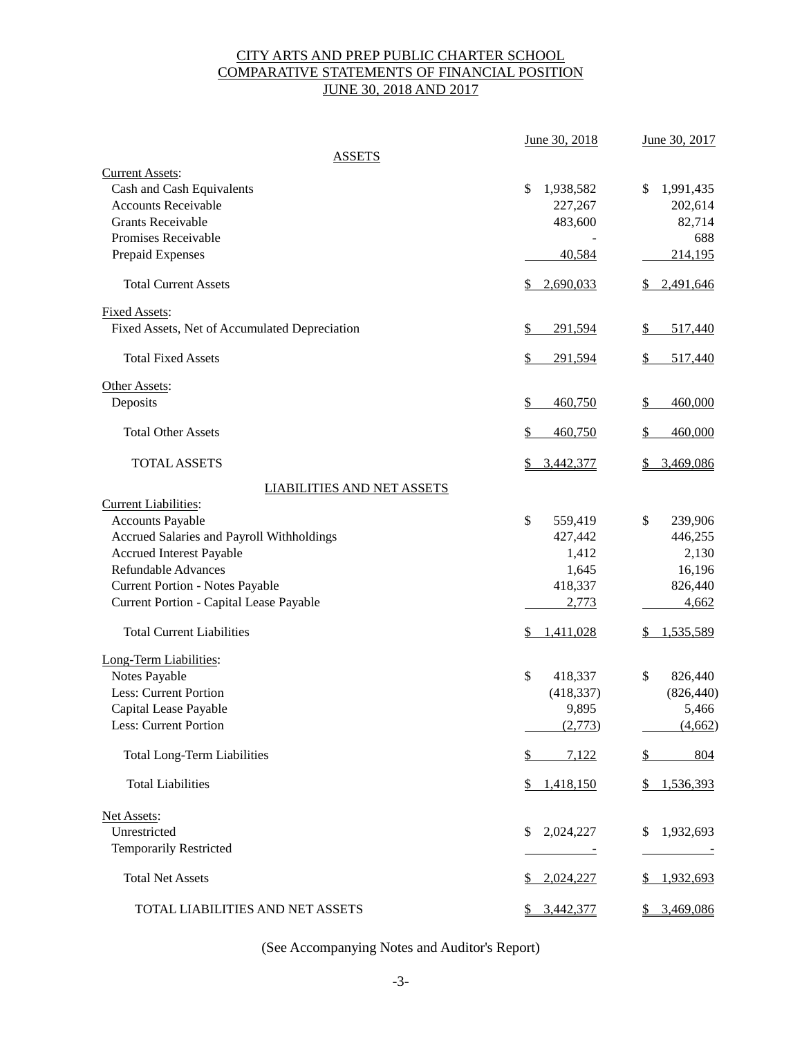# CITY ARTS AND PREP PUBLIC CHARTER SCHOOL
## COMPARATIVE STATEMENTS OF FINANCIAL POSITION
## JUNE 30, 2018 AND 2017

| | June 30, 2018 | June 30, 2017 |
|---|---|---|
| **ASSETS** | | |
| Current Assets: | | |
| Cash and Cash Equivalents | $ 1,938,582 | $ 1,991,435 |
| Accounts Receivable | 227,267 | 202,614 |
| Grants Receivable | 483,600 | 82,714 |
| Promises Receivable | - | 688 |
| Prepaid Expenses | 40,584 | 214,195 |
| Total Current Assets | $ 2,690,033 | $ 2,491,646 |
| Fixed Assets: | | |
| Fixed Assets, Net of Accumulated Depreciation | $ 291,594 | $ 517,440 |
| Total Fixed Assets | $ 291,594 | $ 517,440 |
| Other Assets: | | |
| Deposits | $ 460,750 | $ 460,000 |
| Total Other Assets | $ 460,750 | $ 460,000 |
| TOTAL ASSETS | $ 3,442,377 | $ 3,469,086 |
| **LIABILITIES AND NET ASSETS** | | |
| Current Liabilities: | | |
| Accounts Payable | $ 559,419 | $ 239,906 |
| Accrued Salaries and Payroll Withholdings | 427,442 | 446,255 |
| Accrued Interest Payable | 1,412 | 2,130 |
| Refundable Advances | 1,645 | 16,196 |
| Current Portion - Notes Payable | 418,337 | 826,440 |
| Current Portion - Capital Lease Payable | 2,773 | 4,662 |
| Total Current Liabilities | $ 1,411,028 | $ 1,535,589 |
| Long-Term Liabilities: | | |
| Notes Payable | $ 418,337 | $ 826,440 |
| Less: Current Portion | (418,337) | (826,440) |
| Capital Lease Payable | 9,895 | 5,466 |
| Less: Current Portion | (2,773) | (4,662) |
| Total Long-Term Liabilities | $ 7,122 | $ 804 |
| Total Liabilities | $ 1,418,150 | $ 1,536,393 |
| Net Assets: | | |
| Unrestricted | $ 2,024,227 | $ 1,932,693 |
| Temporarily Restricted | - | - |
| Total Net Assets | $ 2,024,227 | $ 1,932,693 |
| TOTAL LIABILITIES AND NET ASSETS | $ 3,442,377 | $ 3,469,086 |

(See Accompanying Notes and Auditor's Report)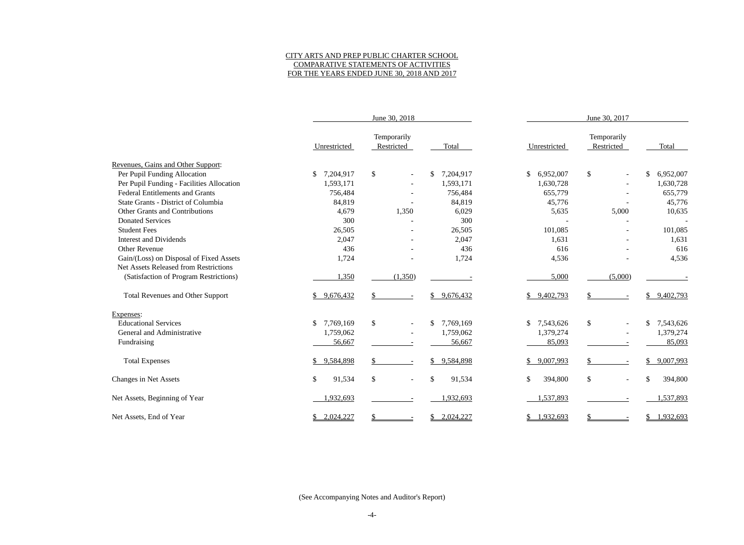# CITY ARTS AND PREP PUBLIC CHARTER SCHOOL
## COMPARATIVE STATEMENTS OF ACTIVITIES
## FOR THE YEARS ENDED JUNE 30, 2018 AND 2017

| | June 30, 2018 | | | June 30, 2017 | | |
|---|---|---|---|---|---|---|
| | Unrestricted | Temporarily Restricted | Total | Unrestricted | Temporarily Restricted | Total |
| **Revenues, Gains and Other Support:** | | | | | | |
| Per Pupil Funding Allocation | $ 7,204,917 | $ - | $ 7,204,917 | $ 6,952,007 | $ - | $ 6,952,007 |
| Per Pupil Funding - Facilities Allocation | 1,593,171 | - | 1,593,171 | 1,630,728 | - | 1,630,728 |
| Federal Entitlements and Grants | 756,484 | - | 756,484 | 655,779 | - | 655,779 |
| State Grants - District of Columbia | 84,819 | - | 84,819 | 45,776 | - | 45,776 |
| Other Grants and Contributions | 4,679 | 1,350 | 6,029 | 5,635 | 5,000 | 10,635 |
| Donated Services | 300 | - | 300 | - | - | - |
| Student Fees | 26,505 | - | 26,505 | 101,085 | - | 101,085 |
| Interest and Dividends | 2,047 | - | 2,047 | 1,631 | - | 1,631 |
| Other Revenue | 436 | - | 436 | 616 | - | 616 |
| Gain/(Loss) on Disposal of Fixed Assets | 1,724 | - | 1,724 | 4,536 | - | 4,536 |
| Net Assets Released from Restrictions (Satisfaction of Program Restrictions) | 1,350 | (1,350) | - | 5,000 | (5,000) | - |
| Total Revenues and Other Support | $ 9,676,432 | $ - | $ 9,676,432 | $ 9,402,793 | $ - | $ 9,402,793 |
| **Expenses:** | | | | | | |
| Educational Services | $ 7,769,169 | $ - | $ 7,769,169 | $ 7,543,626 | $ - | $ 7,543,626 |
| General and Administrative | 1,759,062 | - | 1,759,062 | 1,379,274 | - | 1,379,274 |
| Fundraising | 56,667 | - | 56,667 | 85,093 | - | 85,093 |
| Total Expenses | $ 9,584,898 | $ - | $ 9,584,898 | $ 9,007,993 | $ - | $ 9,007,993 |
| Changes in Net Assets | $ 91,534 | $ - | $ 91,534 | $ 394,800 | $ - | $ 394,800 |
| Net Assets, Beginning of Year | 1,932,693 | - | 1,932,693 | 1,537,893 | - | 1,537,893 |
| Net Assets, End of Year | $ 2,024,227 | $ - | $ 2,024,227 | $ 1,932,693 | $ - | $ 1,932,693 |

(See Accompanying Notes and Auditor's Report)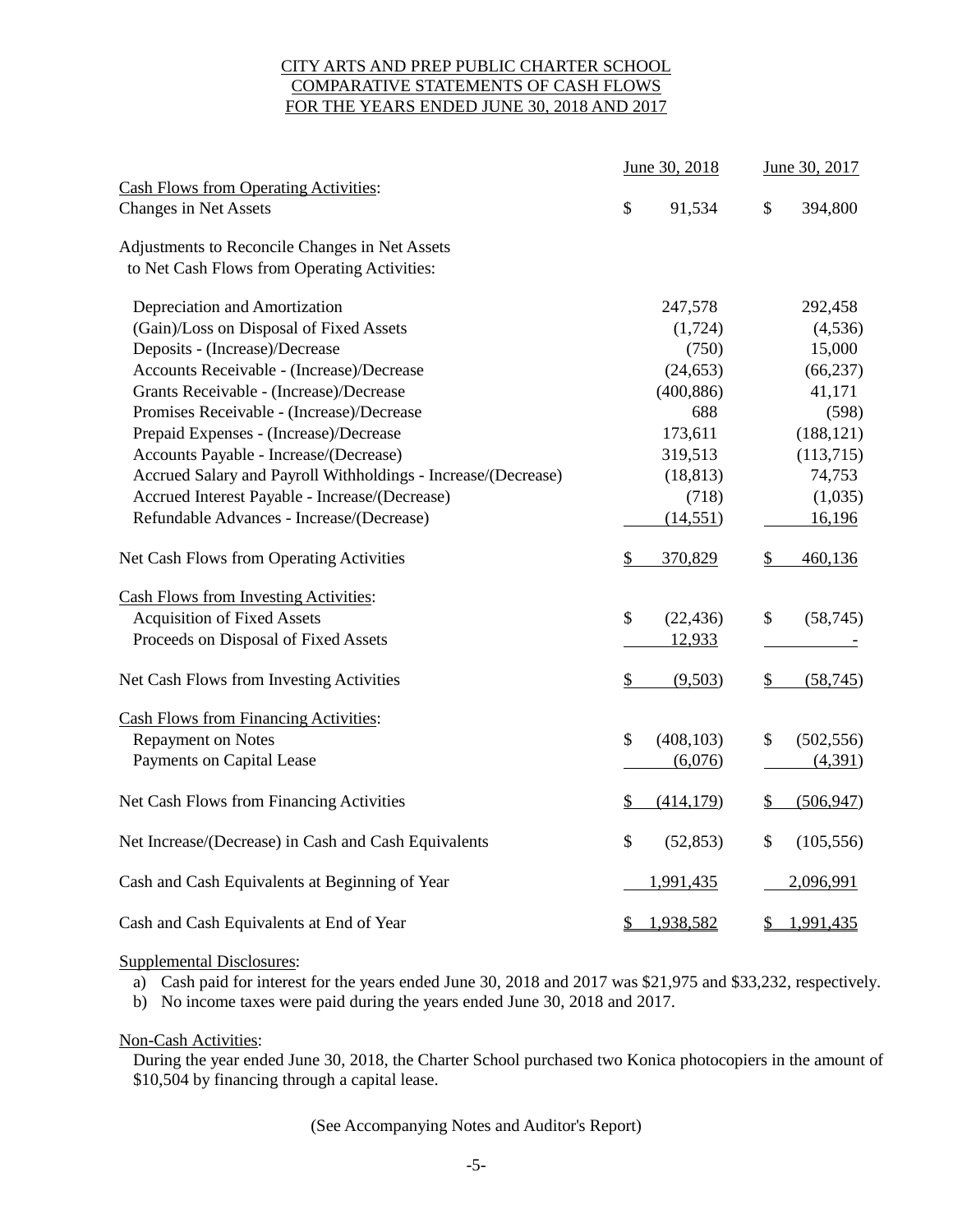# CITY ARTS AND PREP PUBLIC CHARTER SCHOOL
## COMPARATIVE STATEMENTS OF CASH FLOWS
## FOR THE YEARS ENDED JUNE 30, 2018 AND 2017

| | June 30, 2018 | June 30, 2017 |
|---|---|---|
| Cash Flows from Operating Activities: | | |
| Changes in Net Assets | $ 91,534 | $ 394,800 |
| Adjustments to Reconcile Changes in Net Assets to Net Cash Flows from Operating Activities: | | |
| Depreciation and Amortization | 247,578 | 292,458 |
| (Gain)/Loss on Disposal of Fixed Assets | (1,724) | (4,536) |
| Deposits - (Increase)/Decrease | (750) | 15,000 |
| Accounts Receivable - (Increase)/Decrease | (24,653) | (66,237) |
| Grants Receivable - (Increase)/Decrease | (400,886) | 41,171 |
| Promises Receivable - (Increase)/Decrease | 688 | (598) |
| Prepaid Expenses - (Increase)/Decrease | 173,611 | (188,121) |
| Accounts Payable - Increase/(Decrease) | 319,513 | (113,715) |
| Accrued Salary and Payroll Withholdings - Increase/(Decrease) | (18,813) | 74,753 |
| Accrued Interest Payable - Increase/(Decrease) | (718) | (1,035) |
| Refundable Advances - Increase/(Decrease) | (14,551) | 16,196 |
| Net Cash Flows from Operating Activities | $ 370,829 | $ 460,136 |
| Cash Flows from Investing Activities: | | |
| Acquisition of Fixed Assets | $ (22,436) | $ (58,745) |
| Proceeds on Disposal of Fixed Assets | 12,933 | - |
| Net Cash Flows from Investing Activities | $ (9,503) | $ (58,745) |
| Cash Flows from Financing Activities: | | |
| Repayment on Notes | $ (408,103) | $ (502,556) |
| Payments on Capital Lease | (6,076) | (4,391) |
| Net Cash Flows from Financing Activities | $ (414,179) | $ (506,947) |
| Net Increase/(Decrease) in Cash and Cash Equivalents | $ (52,853) | $ (105,556) |
| Cash and Cash Equivalents at Beginning of Year | 1,991,435 | 2,096,991 |
| Cash and Cash Equivalents at End of Year | $ 1,938,582 | $ 1,991,435 |

Supplemental Disclosures:

a) Cash paid for interest for the years ended June 30, 2018 and 2017 was $21,975 and $33,232, respectively.
b) No income taxes were paid during the years ended June 30, 2018 and 2017.

Non-Cash Activities:

During the year ended June 30, 2018, the Charter School purchased two Konica photocopiers in the amount of $10,504 by financing through a capital lease.

(See Accompanying Notes and Auditor's Report)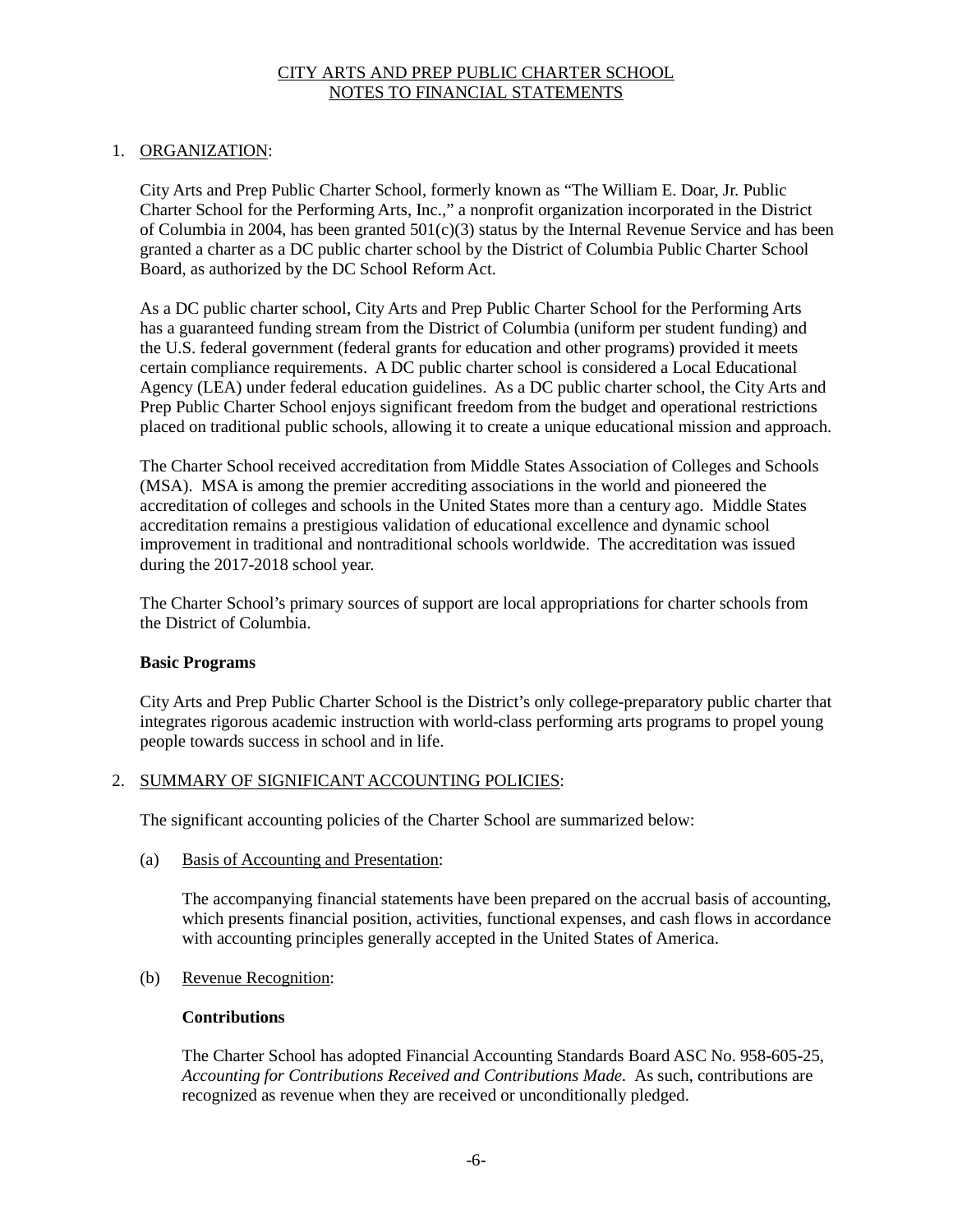CITY ARTS AND PREP PUBLIC CHARTER SCHOOL
NOTES TO FINANCIAL STATEMENTS

1. ORGANIZATION:

City Arts and Prep Public Charter School, formerly known as "The William E. Doar, Jr. Public Charter School for the Performing Arts, Inc.," a nonprofit organization incorporated in the District of Columbia in 2004, has been granted 501(c)(3) status by the Internal Revenue Service and has been granted a charter as a DC public charter school by the District of Columbia Public Charter School Board, as authorized by the DC School Reform Act.

As a DC public charter school, City Arts and Prep Public Charter School for the Performing Arts has a guaranteed funding stream from the District of Columbia (uniform per student funding) and the U.S. federal government (federal grants for education and other programs) provided it meets certain compliance requirements. A DC public charter school is considered a Local Educational Agency (LEA) under federal education guidelines. As a DC public charter school, the City Arts and Prep Public Charter School enjoys significant freedom from the budget and operational restrictions placed on traditional public schools, allowing it to create a unique educational mission and approach.

The Charter School received accreditation from Middle States Association of Colleges and Schools (MSA). MSA is among the premier accrediting associations in the world and pioneered the accreditation of colleges and schools in the United States more than a century ago. Middle States accreditation remains a prestigious validation of educational excellence and dynamic school improvement in traditional and nontraditional schools worldwide. The accreditation was issued during the 2017-2018 school year.

The Charter School's primary sources of support are local appropriations for charter schools from the District of Columbia.

**Basic Programs**

City Arts and Prep Public Charter School is the District's only college-preparatory public charter that integrates rigorous academic instruction with world-class performing arts programs to propel young people towards success in school and in life.

2. SUMMARY OF SIGNIFICANT ACCOUNTING POLICIES:

The significant accounting policies of the Charter School are summarized below:

(a) Basis of Accounting and Presentation:

The accompanying financial statements have been prepared on the accrual basis of accounting, which presents financial position, activities, functional expenses, and cash flows in accordance with accounting principles generally accepted in the United States of America.

(b) Revenue Recognition:

**Contributions**

The Charter School has adopted Financial Accounting Standards Board ASC No. 958-605-25, *Accounting for Contributions Received and Contributions Made*. As such, contributions are recognized as revenue when they are received or unconditionally pledged.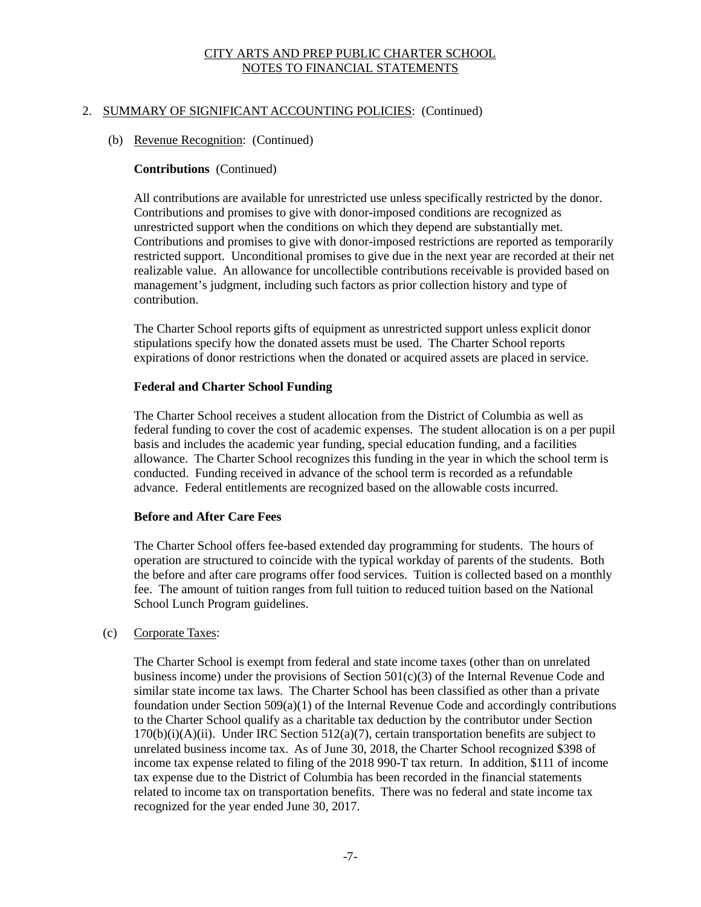## 2. SUMMARY OF SIGNIFICANT ACCOUNTING POLICIES: (Continued)

### (b) Revenue Recognition: (Continued)

**Contributions** (Continued)

All contributions are available for unrestricted use unless specifically restricted by the donor. Contributions and promises to give with donor-imposed conditions are recognized as unrestricted support when the conditions on which they depend are substantially met. Contributions and promises to give with donor-imposed restrictions are reported as temporarily restricted support. Unconditional promises to give due in the next year are recorded at their net realizable value. An allowance for uncollectible contributions receivable is provided based on management's judgment, including such factors as prior collection history and type of contribution.

The Charter School reports gifts of equipment as unrestricted support unless explicit donor stipulations specify how the donated assets must be used. The Charter School reports expirations of donor restrictions when the donated or acquired assets are placed in service.

**Federal and Charter School Funding**

The Charter School receives a student allocation from the District of Columbia as well as federal funding to cover the cost of academic expenses. The student allocation is on a per pupil basis and includes the academic year funding, special education funding, and a facilities allowance. The Charter School recognizes this funding in the year in which the school term is conducted. Funding received in advance of the school term is recorded as a refundable advance. Federal entitlements are recognized based on the allowable costs incurred.

**Before and After Care Fees**

The Charter School offers fee-based extended day programming for students. The hours of operation are structured to coincide with the typical workday of parents of the students. Both the before and after care programs offer food services. Tuition is collected based on a monthly fee. The amount of tuition ranges from full tuition to reduced tuition based on the National School Lunch Program guidelines.

### (c) Corporate Taxes:

The Charter School is exempt from federal and state income taxes (other than on unrelated business income) under the provisions of Section 501(c)(3) of the Internal Revenue Code and similar state income tax laws. The Charter School has been classified as other than a private foundation under Section 509(a)(1) of the Internal Revenue Code and accordingly contributions to the Charter School qualify as a charitable tax deduction by the contributor under Section 170(b)(i)(A)(ii). Under IRC Section 512(a)(7), certain transportation benefits are subject to unrelated business income tax. As of June 30, 2018, the Charter School recognized $398 of income tax expense related to filing of the 2018 990-T tax return. In addition, $111 of income tax expense due to the District of Columbia has been recorded in the financial statements related to income tax on transportation benefits. There was no federal and state income tax recognized for the year ended June 30, 2017.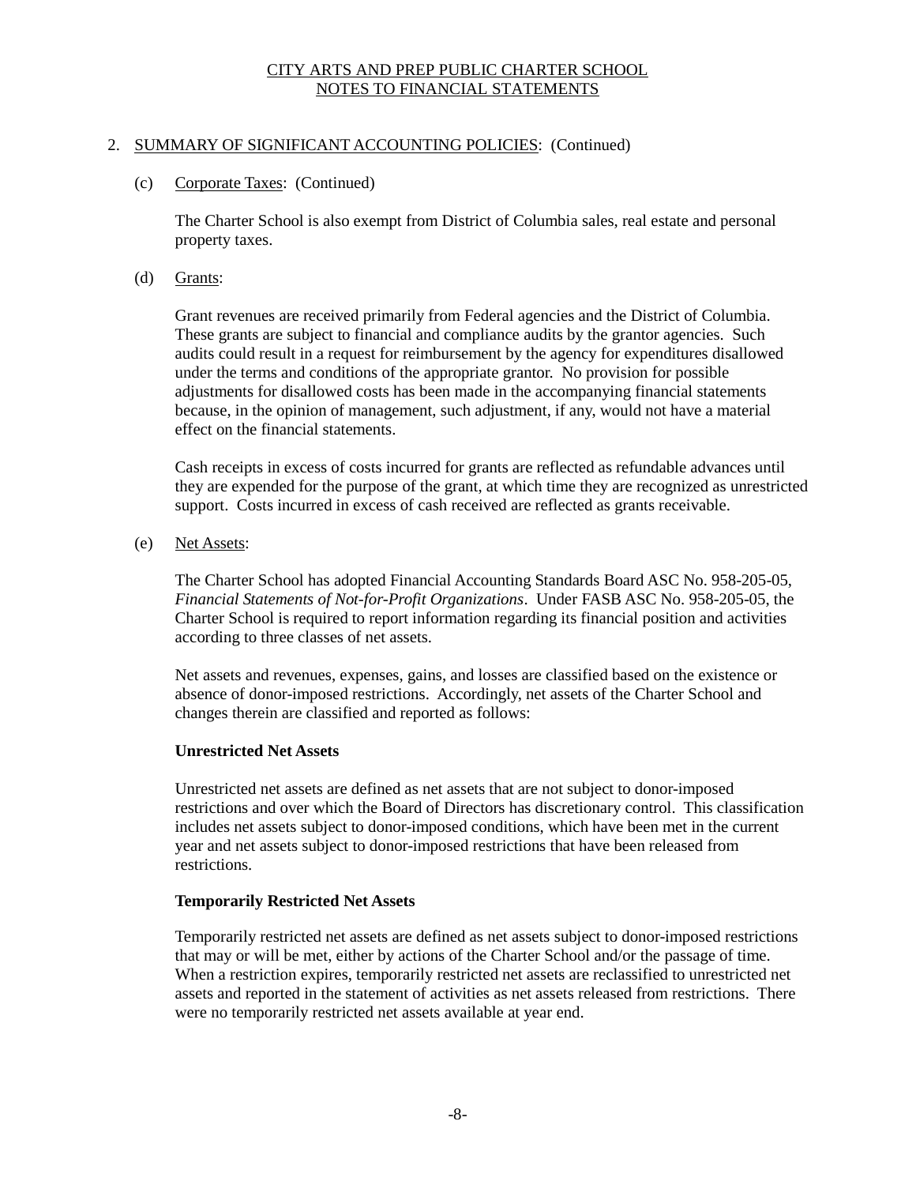CITY ARTS AND PREP PUBLIC CHARTER SCHOOL
NOTES TO FINANCIAL STATEMENTS

2. SUMMARY OF SIGNIFICANT ACCOUNTING POLICIES: (Continued)

(c) Corporate Taxes: (Continued)

The Charter School is also exempt from District of Columbia sales, real estate and personal property taxes.

(d) Grants:

Grant revenues are received primarily from Federal agencies and the District of Columbia. These grants are subject to financial and compliance audits by the grantor agencies. Such audits could result in a request for reimbursement by the agency for expenditures disallowed under the terms and conditions of the appropriate grantor. No provision for possible adjustments for disallowed costs has been made in the accompanying financial statements because, in the opinion of management, such adjustment, if any, would not have a material effect on the financial statements.

Cash receipts in excess of costs incurred for grants are reflected as refundable advances until they are expended for the purpose of the grant, at which time they are recognized as unrestricted support. Costs incurred in excess of cash received are reflected as grants receivable.

(e) Net Assets:

The Charter School has adopted Financial Accounting Standards Board ASC No. 958-205-05, *Financial Statements of Not-for-Profit Organizations*. Under FASB ASC No. 958-205-05, the Charter School is required to report information regarding its financial position and activities according to three classes of net assets.

Net assets and revenues, expenses, gains, and losses are classified based on the existence or absence of donor-imposed restrictions. Accordingly, net assets of the Charter School and changes therein are classified and reported as follows:

**Unrestricted Net Assets**

Unrestricted net assets are defined as net assets that are not subject to donor-imposed restrictions and over which the Board of Directors has discretionary control. This classification includes net assets subject to donor-imposed conditions, which have been met in the current year and net assets subject to donor-imposed restrictions that have been released from restrictions.

**Temporarily Restricted Net Assets**

Temporarily restricted net assets are defined as net assets subject to donor-imposed restrictions that may or will be met, either by actions of the Charter School and/or the passage of time. When a restriction expires, temporarily restricted net assets are reclassified to unrestricted net assets and reported in the statement of activities as net assets released from restrictions. There were no temporarily restricted net assets available at year end.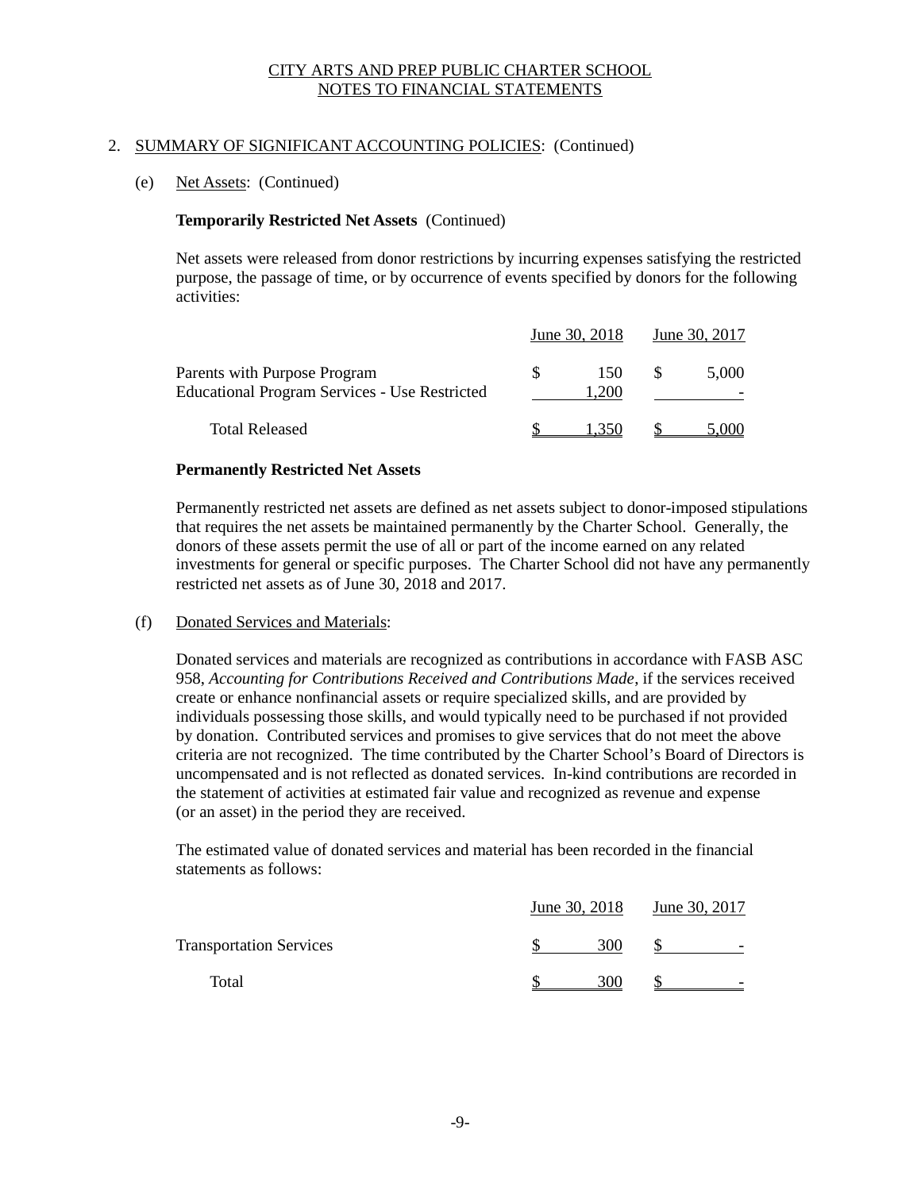CITY ARTS AND PREP PUBLIC CHARTER SCHOOL
NOTES TO FINANCIAL STATEMENTS

2. SUMMARY OF SIGNIFICANT ACCOUNTING POLICIES: (Continued)

(e) Net Assets: (Continued)

**Temporarily Restricted Net Assets** (Continued)

Net assets were released from donor restrictions by incurring expenses satisfying the restricted purpose, the passage of time, or by occurrence of events specified by donors for the following activities:

| | June 30, 2018 | June 30, 2017 |
|---|---|---|
| Parents with Purpose Program | $ 150 | $ 5,000 |
| Educational Program Services - Use Restricted | 1,200 | - |
| Total Released | $ 1,350 | $ 5,000 |

**Permanently Restricted Net Assets**

Permanently restricted net assets are defined as net assets subject to donor-imposed stipulations that requires the net assets be maintained permanently by the Charter School. Generally, the donors of these assets permit the use of all or part of the income earned on any related investments for general or specific purposes. The Charter School did not have any permanently restricted net assets as of June 30, 2018 and 2017.

(f) Donated Services and Materials:

Donated services and materials are recognized as contributions in accordance with FASB ASC 958, *Accounting for Contributions Received and Contributions Made*, if the services received create or enhance nonfinancial assets or require specialized skills, and are provided by individuals possessing those skills, and would typically need to be purchased if not provided by donation. Contributed services and promises to give services that do not meet the above criteria are not recognized. The time contributed by the Charter School's Board of Directors is uncompensated and is not reflected as donated services. In-kind contributions are recorded in the statement of activities at estimated fair value and recognized as revenue and expense (or an asset) in the period they are received.

The estimated value of donated services and material has been recorded in the financial statements as follows:

| | June 30, 2018 | June 30, 2017 |
|---|---|---|
| Transportation Services | $ 300 | $ - |
| Total | $ 300 | $ - |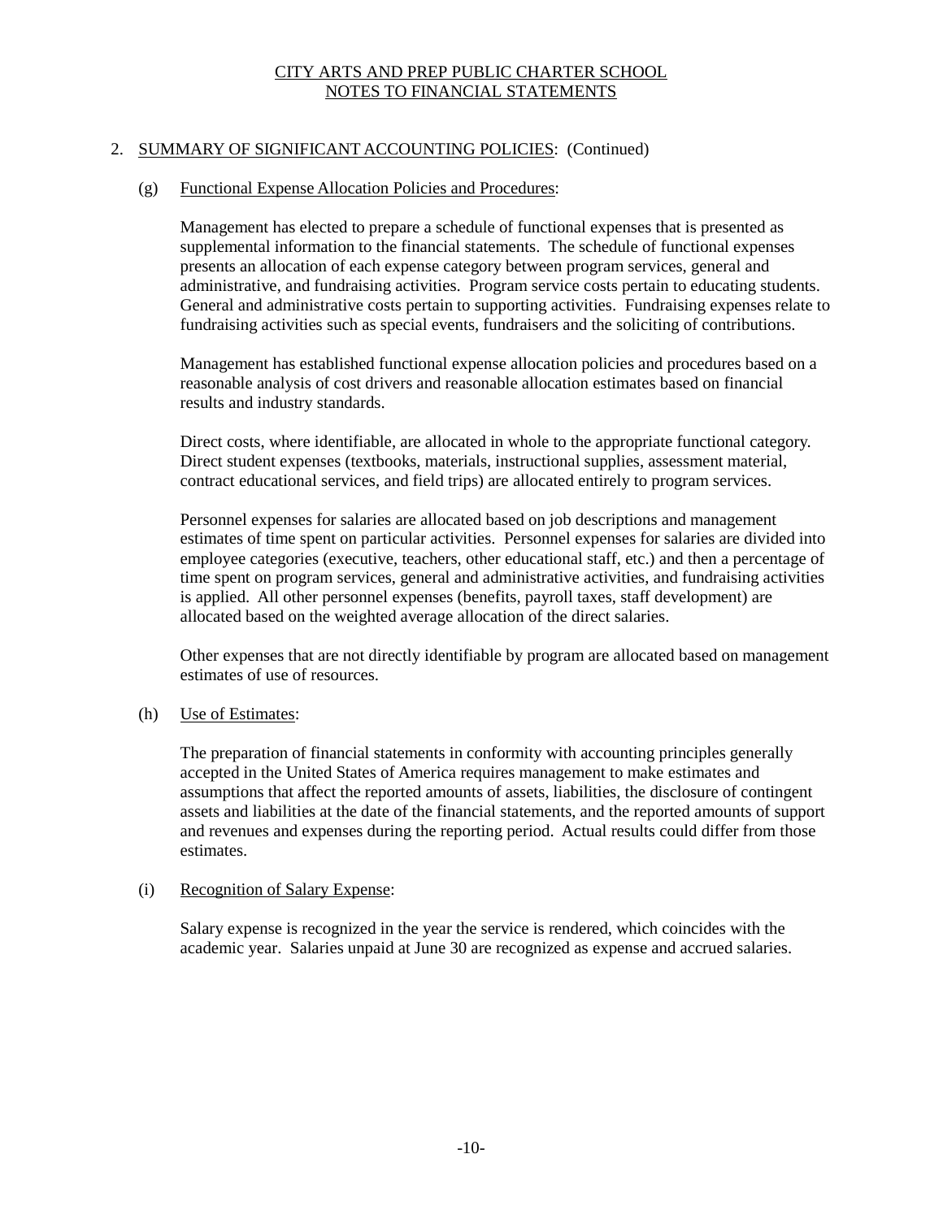# CITY ARTS AND PREP PUBLIC CHARTER SCHOOL
## NOTES TO FINANCIAL STATEMENTS

2. SUMMARY OF SIGNIFICANT ACCOUNTING POLICIES: (Continued)

(g) Functional Expense Allocation Policies and Procedures:

Management has elected to prepare a schedule of functional expenses that is presented as supplemental information to the financial statements. The schedule of functional expenses presents an allocation of each expense category between program services, general and administrative, and fundraising activities. Program service costs pertain to educating students. General and administrative costs pertain to supporting activities. Fundraising expenses relate to fundraising activities such as special events, fundraisers and the soliciting of contributions.

Management has established functional expense allocation policies and procedures based on a reasonable analysis of cost drivers and reasonable allocation estimates based on financial results and industry standards.

Direct costs, where identifiable, are allocated in whole to the appropriate functional category. Direct student expenses (textbooks, materials, instructional supplies, assessment material, contract educational services, and field trips) are allocated entirely to program services.

Personnel expenses for salaries are allocated based on job descriptions and management estimates of time spent on particular activities. Personnel expenses for salaries are divided into employee categories (executive, teachers, other educational staff, etc.) and then a percentage of time spent on program services, general and administrative activities, and fundraising activities is applied. All other personnel expenses (benefits, payroll taxes, staff development) are allocated based on the weighted average allocation of the direct salaries.

Other expenses that are not directly identifiable by program are allocated based on management estimates of use of resources.

(h) Use of Estimates:

The preparation of financial statements in conformity with accounting principles generally accepted in the United States of America requires management to make estimates and assumptions that affect the reported amounts of assets, liabilities, the disclosure of contingent assets and liabilities at the date of the financial statements, and the reported amounts of support and revenues and expenses during the reporting period. Actual results could differ from those estimates.

(i) Recognition of Salary Expense:

Salary expense is recognized in the year the service is rendered, which coincides with the academic year. Salaries unpaid at June 30 are recognized as expense and accrued salaries.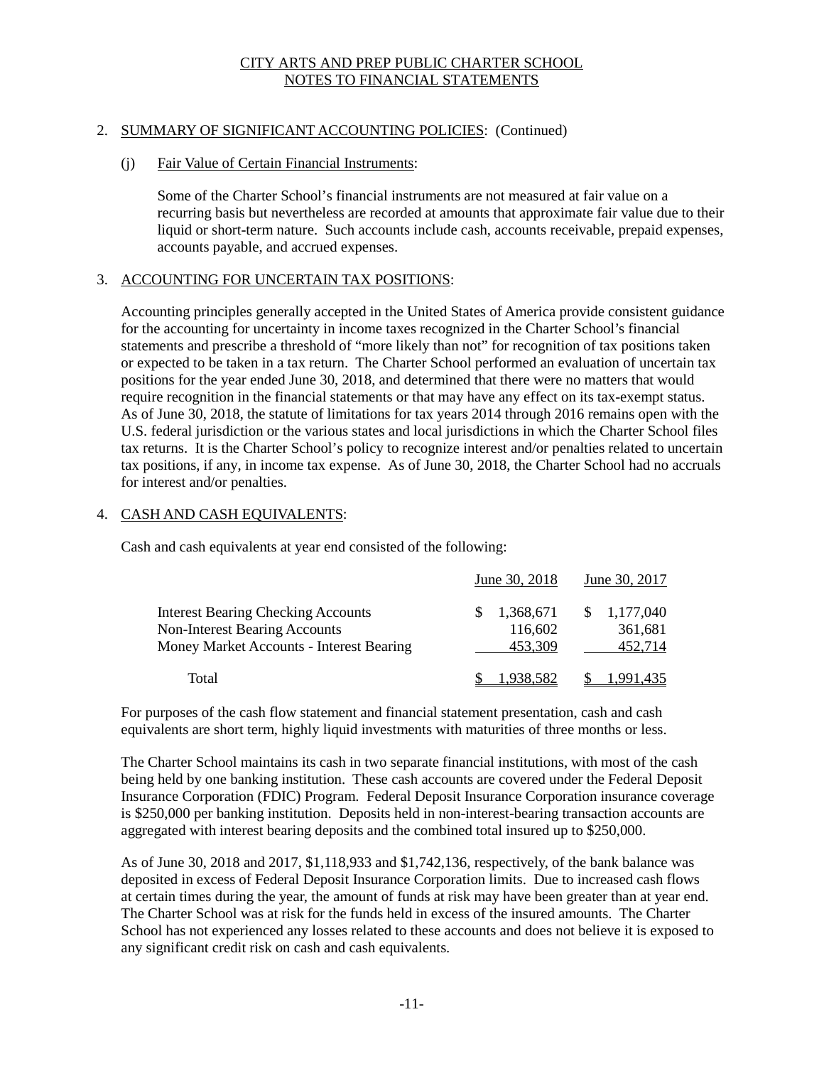CITY ARTS AND PREP PUBLIC CHARTER SCHOOL
NOTES TO FINANCIAL STATEMENTS

## 2. SUMMARY OF SIGNIFICANT ACCOUNTING POLICIES: (Continued)

### (j) Fair Value of Certain Financial Instruments:

Some of the Charter School's financial instruments are not measured at fair value on a recurring basis but nevertheless are recorded at amounts that approximate fair value due to their liquid or short-term nature. Such accounts include cash, accounts receivable, prepaid expenses, accounts payable, and accrued expenses.

## 3. ACCOUNTING FOR UNCERTAIN TAX POSITIONS:

Accounting principles generally accepted in the United States of America provide consistent guidance for the accounting for uncertainty in income taxes recognized in the Charter School's financial statements and prescribe a threshold of "more likely than not" for recognition of tax positions taken or expected to be taken in a tax return. The Charter School performed an evaluation of uncertain tax positions for the year ended June 30, 2018, and determined that there were no matters that would require recognition in the financial statements or that may have any effect on its tax-exempt status. As of June 30, 2018, the statute of limitations for tax years 2014 through 2016 remains open with the U.S. federal jurisdiction or the various states and local jurisdictions in which the Charter School files tax returns. It is the Charter School's policy to recognize interest and/or penalties related to uncertain tax positions, if any, in income tax expense. As of June 30, 2018, the Charter School had no accruals for interest and/or penalties.

## 4. CASH AND CASH EQUIVALENTS:

Cash and cash equivalents at year end consisted of the following:

| | June 30, 2018 | June 30, 2017 |
|---|---|---|
| Interest Bearing Checking Accounts | $ 1,368,671 | $ 1,177,040 |
| Non-Interest Bearing Accounts | 116,602 | 361,681 |
| Money Market Accounts - Interest Bearing | 453,309 | 452,714 |
| Total | $ 1,938,582 | $ 1,991,435 |

For purposes of the cash flow statement and financial statement presentation, cash and cash equivalents are short term, highly liquid investments with maturities of three months or less.

The Charter School maintains its cash in two separate financial institutions, with most of the cash being held by one banking institution. These cash accounts are covered under the Federal Deposit Insurance Corporation (FDIC) Program. Federal Deposit Insurance Corporation insurance coverage is $250,000 per banking institution. Deposits held in non-interest-bearing transaction accounts are aggregated with interest bearing deposits and the combined total insured up to $250,000.

As of June 30, 2018 and 2017, $1,118,933 and $1,742,136, respectively, of the bank balance was deposited in excess of Federal Deposit Insurance Corporation limits. Due to increased cash flows at certain times during the year, the amount of funds at risk may have been greater than at year end. The Charter School was at risk for the funds held in excess of the insured amounts. The Charter School has not experienced any losses related to these accounts and does not believe it is exposed to any significant credit risk on cash and cash equivalents.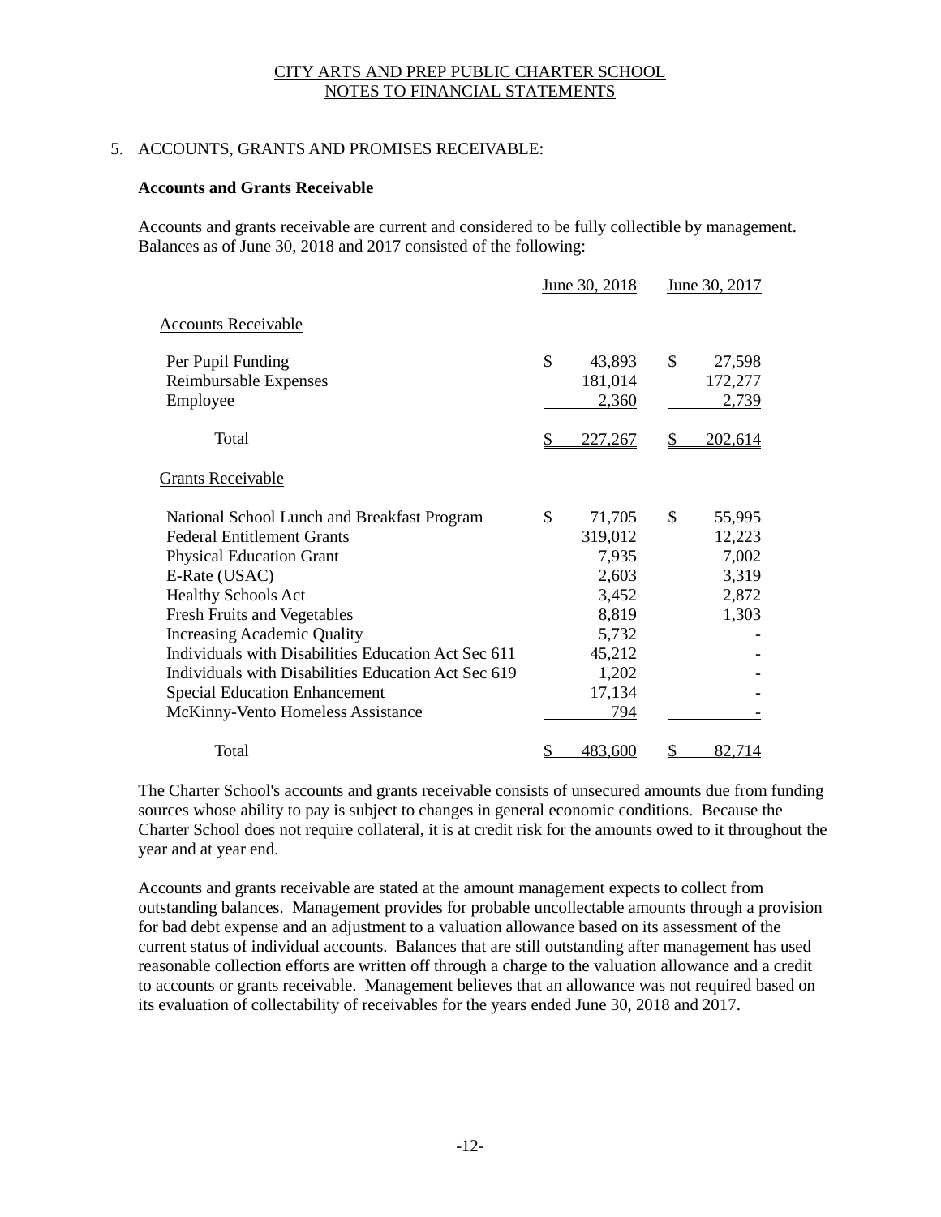CITY ARTS AND PREP PUBLIC CHARTER SCHOOL
NOTES TO FINANCIAL STATEMENTS

5. ACCOUNTS, GRANTS AND PROMISES RECEIVABLE:

**Accounts and Grants Receivable**

Accounts and grants receivable are current and considered to be fully collectible by management. Balances as of June 30, 2018 and 2017 consisted of the following:

| | June 30, 2018 | June 30, 2017 |
|---|---|---|
| Accounts Receivable | | |
| Per Pupil Funding | $ 43,893 | $ 27,598 |
| Reimbursable Expenses | 181,014 | 172,277 |
| Employee | 2,360 | 2,739 |
| Total | $ 227,267 | $ 202,614 |
| Grants Receivable | | |
| National School Lunch and Breakfast Program | $ 71,705 | $ 55,995 |
| Federal Entitlement Grants | 319,012 | 12,223 |
| Physical Education Grant | 7,935 | 7,002 |
| E-Rate (USAC) | 2,603 | 3,319 |
| Healthy Schools Act | 3,452 | 2,872 |
| Fresh Fruits and Vegetables | 8,819 | 1,303 |
| Increasing Academic Quality | 5,732 | - |
| Individuals with Disabilities Education Act Sec 611 | 45,212 | - |
| Individuals with Disabilities Education Act Sec 619 | 1,202 | - |
| Special Education Enhancement | 17,134 | - |
| McKinny-Vento Homeless Assistance | 794 | - |
| Total | $ 483,600 | $ 82,714 |

The Charter School's accounts and grants receivable consists of unsecured amounts due from funding sources whose ability to pay is subject to changes in general economic conditions. Because the Charter School does not require collateral, it is at credit risk for the amounts owed to it throughout the year and at year end.

Accounts and grants receivable are stated at the amount management expects to collect from outstanding balances. Management provides for probable uncollectable amounts through a provision for bad debt expense and an adjustment to a valuation allowance based on its assessment of the current status of individual accounts. Balances that are still outstanding after management has used reasonable collection efforts are written off through a charge to the valuation allowance and a credit to accounts or grants receivable. Management believes that an allowance was not required based on its evaluation of collectability of receivables for the years ended June 30, 2018 and 2017.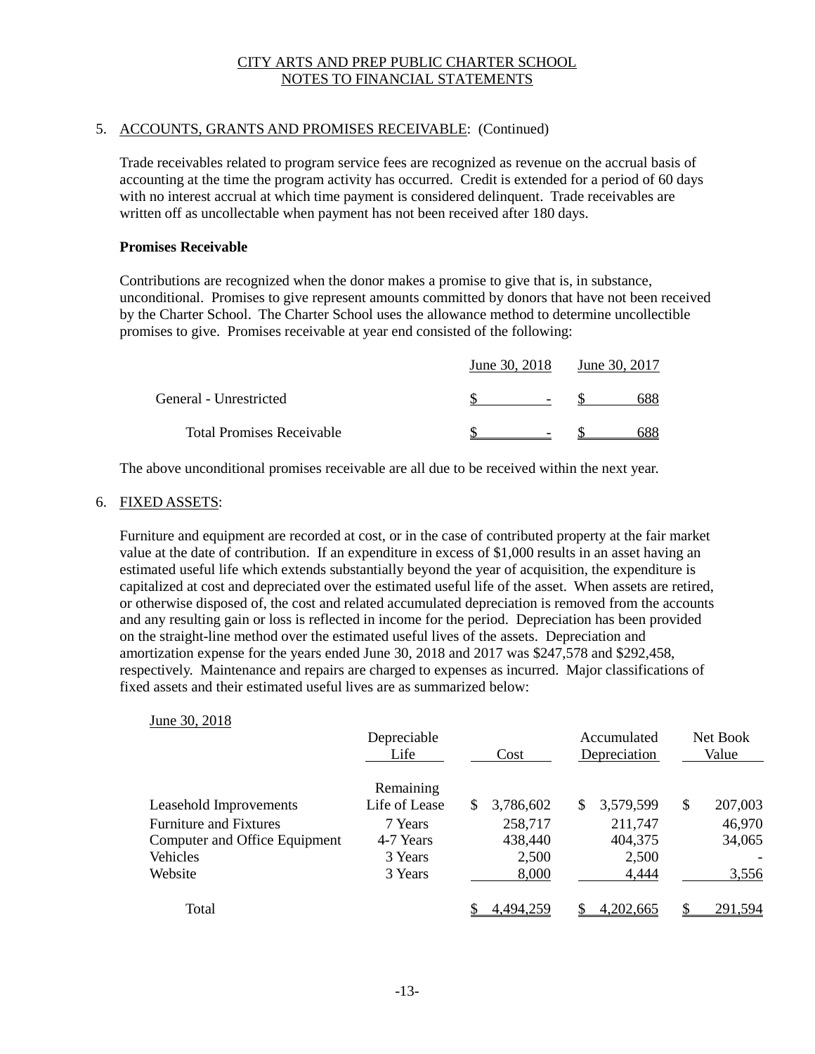CITY ARTS AND PREP PUBLIC CHARTER SCHOOL
NOTES TO FINANCIAL STATEMENTS

5. ACCOUNTS, GRANTS AND PROMISES RECEIVABLE: (Continued)

Trade receivables related to program service fees are recognized as revenue on the accrual basis of accounting at the time the program activity has occurred. Credit is extended for a period of 60 days with no interest accrual at which time payment is considered delinquent. Trade receivables are written off as uncollectable when payment has not been received after 180 days.

**Promises Receivable**

Contributions are recognized when the donor makes a promise to give that is, in substance, unconditional. Promises to give represent amounts committed by donors that have not been received by the Charter School. The Charter School uses the allowance method to determine uncollectible promises to give. Promises receivable at year end consisted of the following:

| | June 30, 2018 | June 30, 2017 |
|---|---|---|
| General - Unrestricted | $ - | $ 688 |
| Total Promises Receivable | $ - | $ 688 |

The above unconditional promises receivable are all due to be received within the next year.

6. FIXED ASSETS:

Furniture and equipment are recorded at cost, or in the case of contributed property at the fair market value at the date of contribution. If an expenditure in excess of $1,000 results in an asset having an estimated useful life which extends substantially beyond the year of acquisition, the expenditure is capitalized at cost and depreciated over the estimated useful life of the asset. When assets are retired, or otherwise disposed of, the cost and related accumulated depreciation is removed from the accounts and any resulting gain or loss is reflected in income for the period. Depreciation has been provided on the straight-line method over the estimated useful lives of the assets. Depreciation and amortization expense for the years ended June 30, 2018 and 2017 was $247,578 and $292,458, respectively. Maintenance and repairs are charged to expenses as incurred. Major classifications of fixed assets and their estimated useful lives are as summarized below:

June 30, 2018

| | Depreciable Life | Cost | Accumulated Depreciation | Net Book Value |
|---|---|---|---|---|
| Leasehold Improvements | Remaining Life of Lease | $ 3,786,602 | $ 3,579,599 | $ 207,003 |
| Furniture and Fixtures | 7 Years | 258,717 | 211,747 | 46,970 |
| Computer and Office Equipment | 4-7 Years | 438,440 | 404,375 | 34,065 |
| Vehicles | 3 Years | 2,500 | 2,500 | - |
| Website | 3 Years | 8,000 | 4,444 | 3,556 |
| Total | | $ 4,494,259 | $ 4,202,665 | $ 291,594 |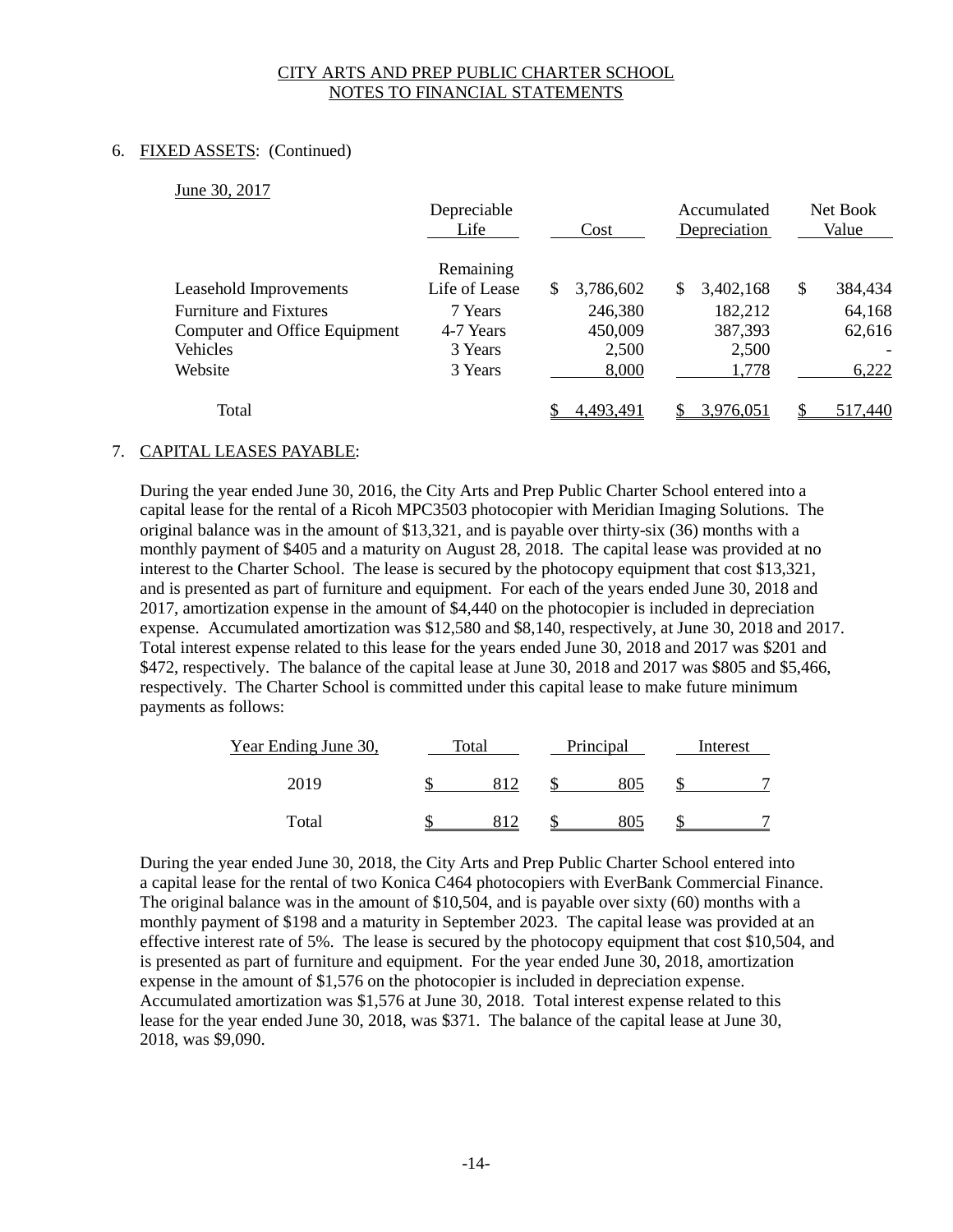CITY ARTS AND PREP PUBLIC CHARTER SCHOOL
NOTES TO FINANCIAL STATEMENTS

6. FIXED ASSETS: (Continued)

June 30, 2017

| | Depreciable Life | Cost | Accumulated Depreciation | Net Book Value |
|---|---|---|---|---|
| Leasehold Improvements | Remaining Life of Lease | $ 3,786,602 | $ 3,402,168 | $ 384,434 |
| Furniture and Fixtures | 7 Years | 246,380 | 182,212 | 64,168 |
| Computer and Office Equipment | 4-7 Years | 450,009 | 387,393 | 62,616 |
| Vehicles | 3 Years | 2,500 | 2,500 | - |
| Website | 3 Years | 8,000 | 1,778 | 6,222 |
| Total | | $ 4,493,491 | $ 3,976,051 | $ 517,440 |

7. CAPITAL LEASES PAYABLE:

During the year ended June 30, 2016, the City Arts and Prep Public Charter School entered into a capital lease for the rental of a Ricoh MPC3503 photocopier with Meridian Imaging Solutions. The original balance was in the amount of $13,321, and is payable over thirty-six (36) months with a monthly payment of $405 and a maturity on August 28, 2018. The capital lease was provided at no interest to the Charter School. The lease is secured by the photocopy equipment that cost $13,321, and is presented as part of furniture and equipment. For each of the years ended June 30, 2018 and 2017, amortization expense in the amount of $4,440 on the photocopier is included in depreciation expense. Accumulated amortization was $12,580 and $8,140, respectively, at June 30, 2018 and 2017. Total interest expense related to this lease for the years ended June 30, 2018 and 2017 was $201 and $472, respectively. The balance of the capital lease at June 30, 2018 and 2017 was $805 and $5,466, respectively. The Charter School is committed under this capital lease to make future minimum payments as follows:

| Year Ending June 30, | Total | Principal | Interest |
|---|---|---|---|
| 2019 | $ 812 | $ 805 | $ 7 |
| Total | $ 812 | $ 805 | $ 7 |

During the year ended June 30, 2018, the City Arts and Prep Public Charter School entered into a capital lease for the rental of two Konica C464 photocopiers with EverBank Commercial Finance. The original balance was in the amount of $10,504, and is payable over sixty (60) months with a monthly payment of $198 and a maturity in September 2023. The capital lease was provided at an effective interest rate of 5%. The lease is secured by the photocopy equipment that cost $10,504, and is presented as part of furniture and equipment. For the year ended June 30, 2018, amortization expense in the amount of $1,576 on the photocopier is included in depreciation expense. Accumulated amortization was $1,576 at June 30, 2018. Total interest expense related to this lease for the year ended June 30, 2018, was $371. The balance of the capital lease at June 30, 2018, was $9,090.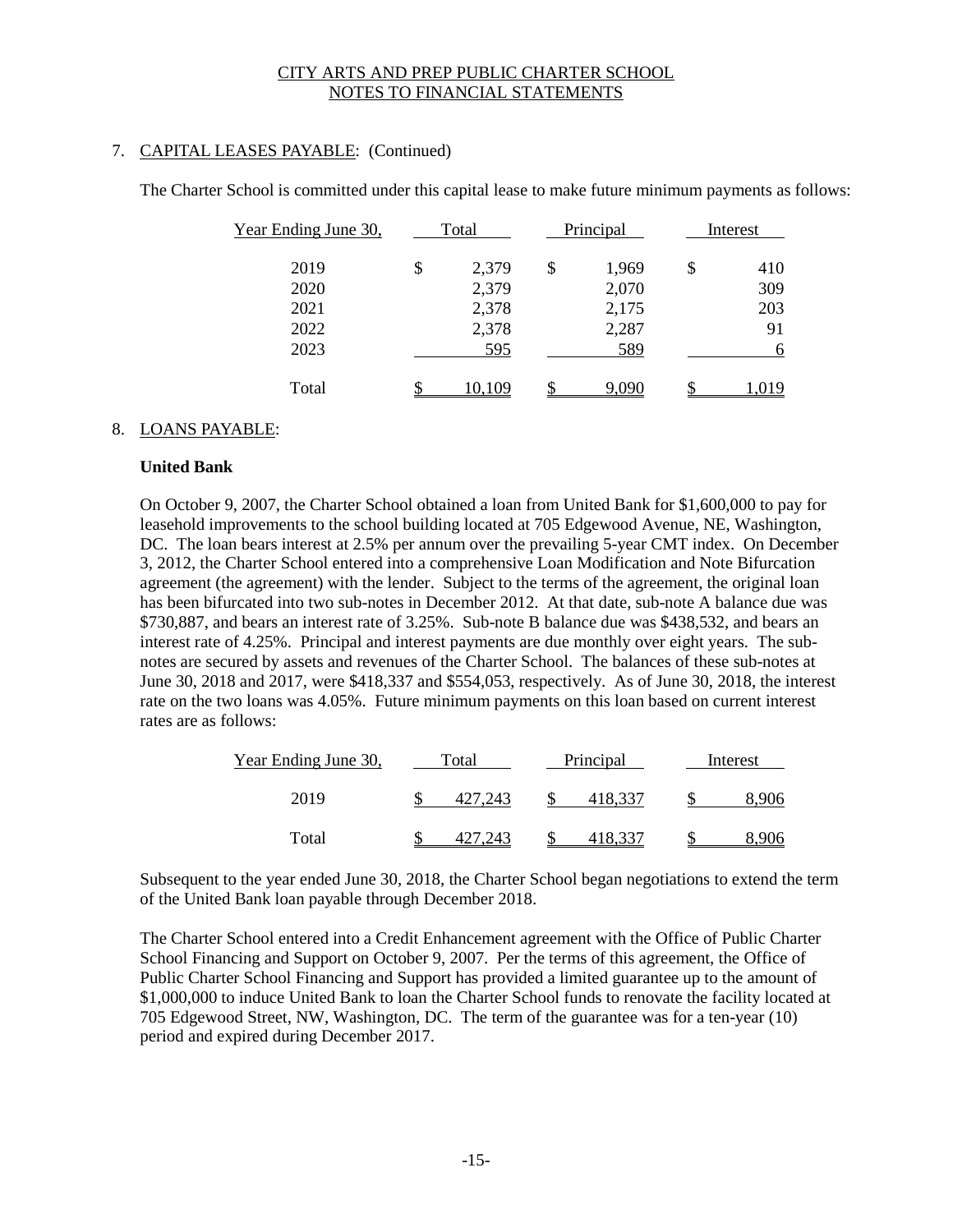CITY ARTS AND PREP PUBLIC CHARTER SCHOOL
NOTES TO FINANCIAL STATEMENTS

7. CAPITAL LEASES PAYABLE: (Continued)

The Charter School is committed under this capital lease to make future minimum payments as follows:

| Year Ending June 30, | Total | Principal | Interest |
|---|---|---|---|
| 2019 | $ 2,379 | $ 1,969 | $ 410 |
| 2020 | 2,379 | 2,070 | 309 |
| 2021 | 2,378 | 2,175 | 203 |
| 2022 | 2,378 | 2,287 | 91 |
| 2023 | 595 | 589 | 6 |
| Total | $ 10,109 | $ 9,090 | $ 1,019 |

8. LOANS PAYABLE:

**United Bank**

On October 9, 2007, the Charter School obtained a loan from United Bank for $1,600,000 to pay for leasehold improvements to the school building located at 705 Edgewood Avenue, NE, Washington, DC. The loan bears interest at 2.5% per annum over the prevailing 5-year CMT index. On December 3, 2012, the Charter School entered into a comprehensive Loan Modification and Note Bifurcation agreement (the agreement) with the lender. Subject to the terms of the agreement, the original loan has been bifurcated into two sub-notes in December 2012. At that date, sub-note A balance due was $730,887, and bears an interest rate of 3.25%. Sub-note B balance due was $438,532, and bears an interest rate of 4.25%. Principal and interest payments are due monthly over eight years. The sub-notes are secured by assets and revenues of the Charter School. The balances of these sub-notes at June 30, 2018 and 2017, were $418,337 and $554,053, respectively. As of June 30, 2018, the interest rate on the two loans was 4.05%. Future minimum payments on this loan based on current interest rates are as follows:

| Year Ending June 30, | Total | Principal | Interest |
|---|---|---|---|
| 2019 | $ 427,243 | $ 418,337 | $ 8,906 |
| Total | $ 427,243 | $ 418,337 | $ 8,906 |

Subsequent to the year ended June 30, 2018, the Charter School began negotiations to extend the term of the United Bank loan payable through December 2018.

The Charter School entered into a Credit Enhancement agreement with the Office of Public Charter School Financing and Support on October 9, 2007. Per the terms of this agreement, the Office of Public Charter School Financing and Support has provided a limited guarantee up to the amount of $1,000,000 to induce United Bank to loan the Charter School funds to renovate the facility located at 705 Edgewood Street, NW, Washington, DC. The term of the guarantee was for a ten-year (10) period and expired during December 2017.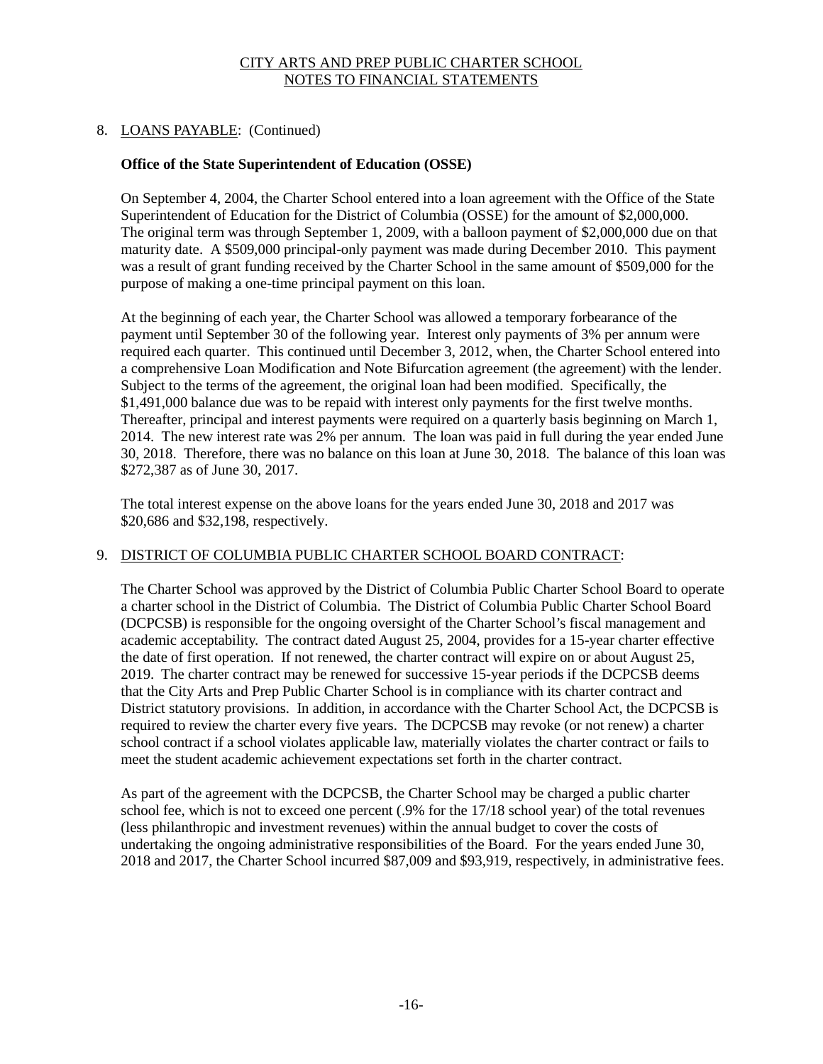# CITY ARTS AND PREP PUBLIC CHARTER SCHOOL
## NOTES TO FINANCIAL STATEMENTS

8. LOANS PAYABLE: (Continued)

**Office of the State Superintendent of Education (OSSE)**

On September 4, 2004, the Charter School entered into a loan agreement with the Office of the State Superintendent of Education for the District of Columbia (OSSE) for the amount of $2,000,000. The original term was through September 1, 2009, with a balloon payment of $2,000,000 due on that maturity date. A $509,000 principal-only payment was made during December 2010. This payment was a result of grant funding received by the Charter School in the same amount of $509,000 for the purpose of making a one-time principal payment on this loan.

At the beginning of each year, the Charter School was allowed a temporary forbearance of the payment until September 30 of the following year. Interest only payments of 3% per annum were required each quarter. This continued until December 3, 2012, when, the Charter School entered into a comprehensive Loan Modification and Note Bifurcation agreement (the agreement) with the lender. Subject to the terms of the agreement, the original loan had been modified. Specifically, the $1,491,000 balance due was to be repaid with interest only payments for the first twelve months. Thereafter, principal and interest payments were required on a quarterly basis beginning on March 1, 2014. The new interest rate was 2% per annum. The loan was paid in full during the year ended June 30, 2018. Therefore, there was no balance on this loan at June 30, 2018. The balance of this loan was $272,387 as of June 30, 2017.

The total interest expense on the above loans for the years ended June 30, 2018 and 2017 was $20,686 and $32,198, respectively.

9. DISTRICT OF COLUMBIA PUBLIC CHARTER SCHOOL BOARD CONTRACT:

The Charter School was approved by the District of Columbia Public Charter School Board to operate a charter school in the District of Columbia. The District of Columbia Public Charter School Board (DCPCSB) is responsible for the ongoing oversight of the Charter School's fiscal management and academic acceptability. The contract dated August 25, 2004, provides for a 15-year charter effective the date of first operation. If not renewed, the charter contract will expire on or about August 25, 2019. The charter contract may be renewed for successive 15-year periods if the DCPCSB deems that the City Arts and Prep Public Charter School is in compliance with its charter contract and District statutory provisions. In addition, in accordance with the Charter School Act, the DCPCSB is required to review the charter every five years. The DCPCSB may revoke (or not renew) a charter school contract if a school violates applicable law, materially violates the charter contract or fails to meet the student academic achievement expectations set forth in the charter contract.

As part of the agreement with the DCPCSB, the Charter School may be charged a public charter school fee, which is not to exceed one percent (.9% for the 17/18 school year) of the total revenues (less philanthropic and investment revenues) within the annual budget to cover the costs of undertaking the ongoing administrative responsibilities of the Board. For the years ended June 30, 2018 and 2017, the Charter School incurred $87,009 and $93,919, respectively, in administrative fees.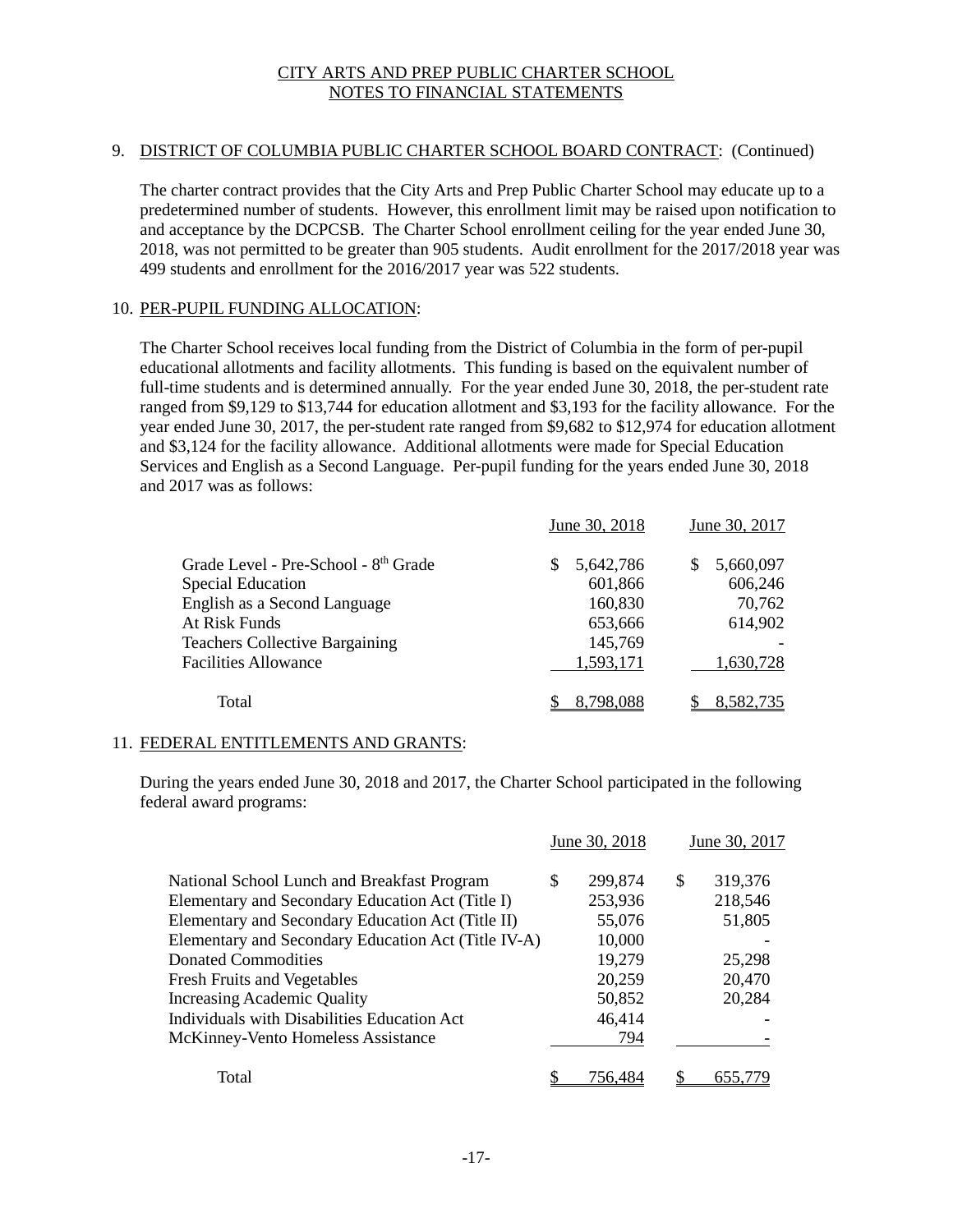CITY ARTS AND PREP PUBLIC CHARTER SCHOOL
NOTES TO FINANCIAL STATEMENTS

## 9. DISTRICT OF COLUMBIA PUBLIC CHARTER SCHOOL BOARD CONTRACT: (Continued)

The charter contract provides that the City Arts and Prep Public Charter School may educate up to a predetermined number of students. However, this enrollment limit may be raised upon notification to and acceptance by the DCPCSB. The Charter School enrollment ceiling for the year ended June 30, 2018, was not permitted to be greater than 905 students. Audit enrollment for the 2017/2018 year was 499 students and enrollment for the 2016/2017 year was 522 students.

## 10. PER-PUPIL FUNDING ALLOCATION:

The Charter School receives local funding from the District of Columbia in the form of per-pupil educational allotments and facility allotments. This funding is based on the equivalent number of full-time students and is determined annually. For the year ended June 30, 2018, the per-student rate ranged from $9,129 to $13,744 for education allotment and $3,193 for the facility allowance. For the year ended June 30, 2017, the per-student rate ranged from $9,682 to $12,974 for education allotment and $3,124 for the facility allowance. Additional allotments were made for Special Education Services and English as a Second Language. Per-pupil funding for the years ended June 30, 2018 and 2017 was as follows:

| | June 30, 2018 | June 30, 2017 |
|---|---|---|
| Grade Level - Pre-School - 8th Grade | $ 5,642,786 | $ 5,660,097 |
| Special Education | 601,866 | 606,246 |
| English as a Second Language | 160,830 | 70,762 |
| At Risk Funds | 653,666 | 614,902 |
| Teachers Collective Bargaining | 145,769 | - |
| Facilities Allowance | 1,593,171 | 1,630,728 |
| Total | $ 8,798,088 | $ 8,582,735 |

## 11. FEDERAL ENTITLEMENTS AND GRANTS:

During the years ended June 30, 2018 and 2017, the Charter School participated in the following federal award programs:

| | June 30, 2018 | June 30, 2017 |
|---|---|---|
| National School Lunch and Breakfast Program | $ 299,874 | $ 319,376 |
| Elementary and Secondary Education Act (Title I) | 253,936 | 218,546 |
| Elementary and Secondary Education Act (Title II) | 55,076 | 51,805 |
| Elementary and Secondary Education Act (Title IV-A) | 10,000 | - |
| Donated Commodities | 19,279 | 25,298 |
| Fresh Fruits and Vegetables | 20,259 | 20,470 |
| Increasing Academic Quality | 50,852 | 20,284 |
| Individuals with Disabilities Education Act | 46,414 | - |
| McKinney-Vento Homeless Assistance | 794 | - |
| Total | $ 756,484 | $ 655,779 |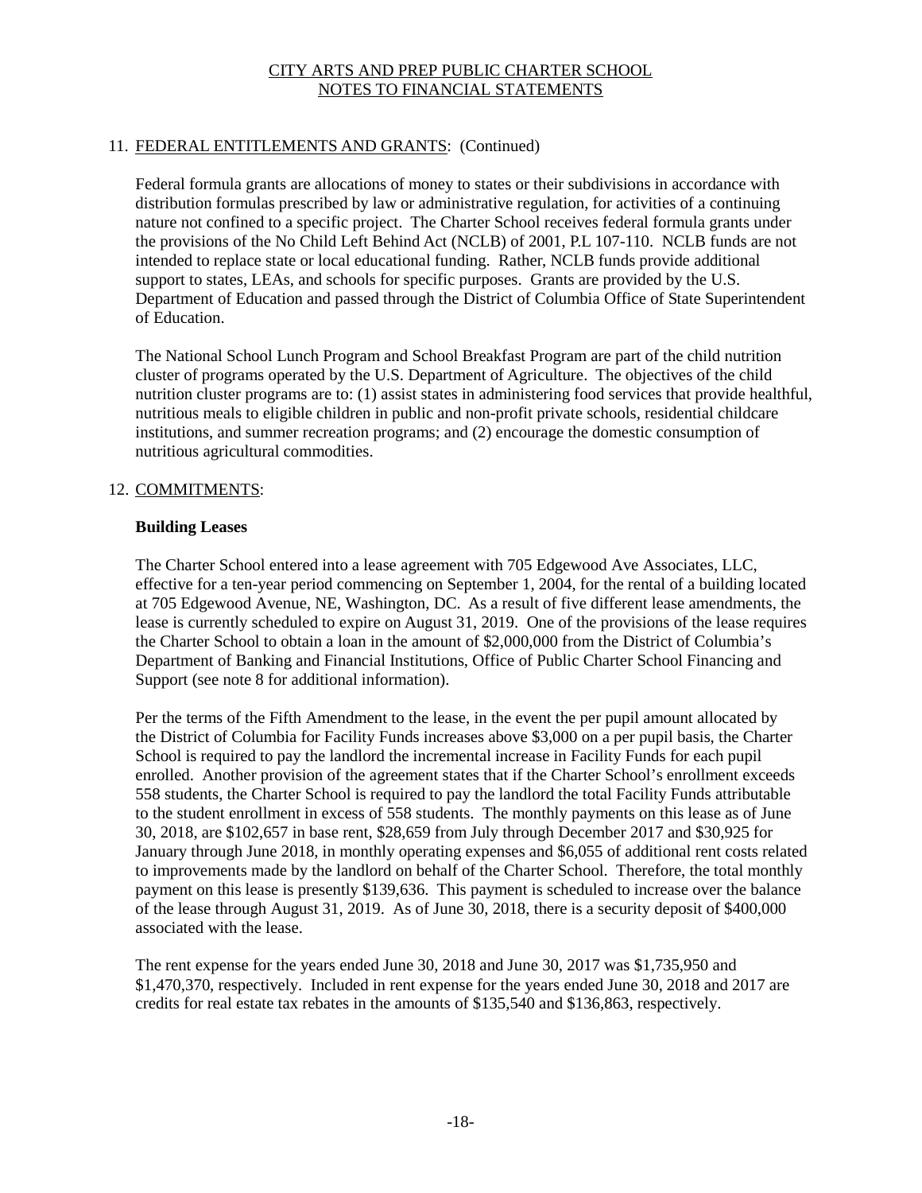## 11. FEDERAL ENTITLEMENTS AND GRANTS: (Continued)

Federal formula grants are allocations of money to states or their subdivisions in accordance with distribution formulas prescribed by law or administrative regulation, for activities of a continuing nature not confined to a specific project. The Charter School receives federal formula grants under the provisions of the No Child Left Behind Act (NCLB) of 2001, P.L 107-110. NCLB funds are not intended to replace state or local educational funding. Rather, NCLB funds provide additional support to states, LEAs, and schools for specific purposes. Grants are provided by the U.S. Department of Education and passed through the District of Columbia Office of State Superintendent of Education.

The National School Lunch Program and School Breakfast Program are part of the child nutrition cluster of programs operated by the U.S. Department of Agriculture. The objectives of the child nutrition cluster programs are to: (1) assist states in administering food services that provide healthful, nutritious meals to eligible children in public and non-profit private schools, residential childcare institutions, and summer recreation programs; and (2) encourage the domestic consumption of nutritious agricultural commodities.

## 12. COMMITMENTS:

### Building Leases

The Charter School entered into a lease agreement with 705 Edgewood Ave Associates, LLC, effective for a ten-year period commencing on September 1, 2004, for the rental of a building located at 705 Edgewood Avenue, NE, Washington, DC. As a result of five different lease amendments, the lease is currently scheduled to expire on August 31, 2019. One of the provisions of the lease requires the Charter School to obtain a loan in the amount of $2,000,000 from the District of Columbia's Department of Banking and Financial Institutions, Office of Public Charter School Financing and Support (see note 8 for additional information).

Per the terms of the Fifth Amendment to the lease, in the event the per pupil amount allocated by the District of Columbia for Facility Funds increases above $3,000 on a per pupil basis, the Charter School is required to pay the landlord the incremental increase in Facility Funds for each pupil enrolled. Another provision of the agreement states that if the Charter School's enrollment exceeds 558 students, the Charter School is required to pay the landlord the total Facility Funds attributable to the student enrollment in excess of 558 students. The monthly payments on this lease as of June 30, 2018, are $102,657 in base rent, $28,659 from July through December 2017 and $30,925 for January through June 2018, in monthly operating expenses and $6,055 of additional rent costs related to improvements made by the landlord on behalf of the Charter School. Therefore, the total monthly payment on this lease is presently $139,636. This payment is scheduled to increase over the balance of the lease through August 31, 2019. As of June 30, 2018, there is a security deposit of $400,000 associated with the lease.

The rent expense for the years ended June 30, 2018 and June 30, 2017 was $1,735,950 and $1,470,370, respectively. Included in rent expense for the years ended June 30, 2018 and 2017 are credits for real estate tax rebates in the amounts of $135,540 and $136,863, respectively.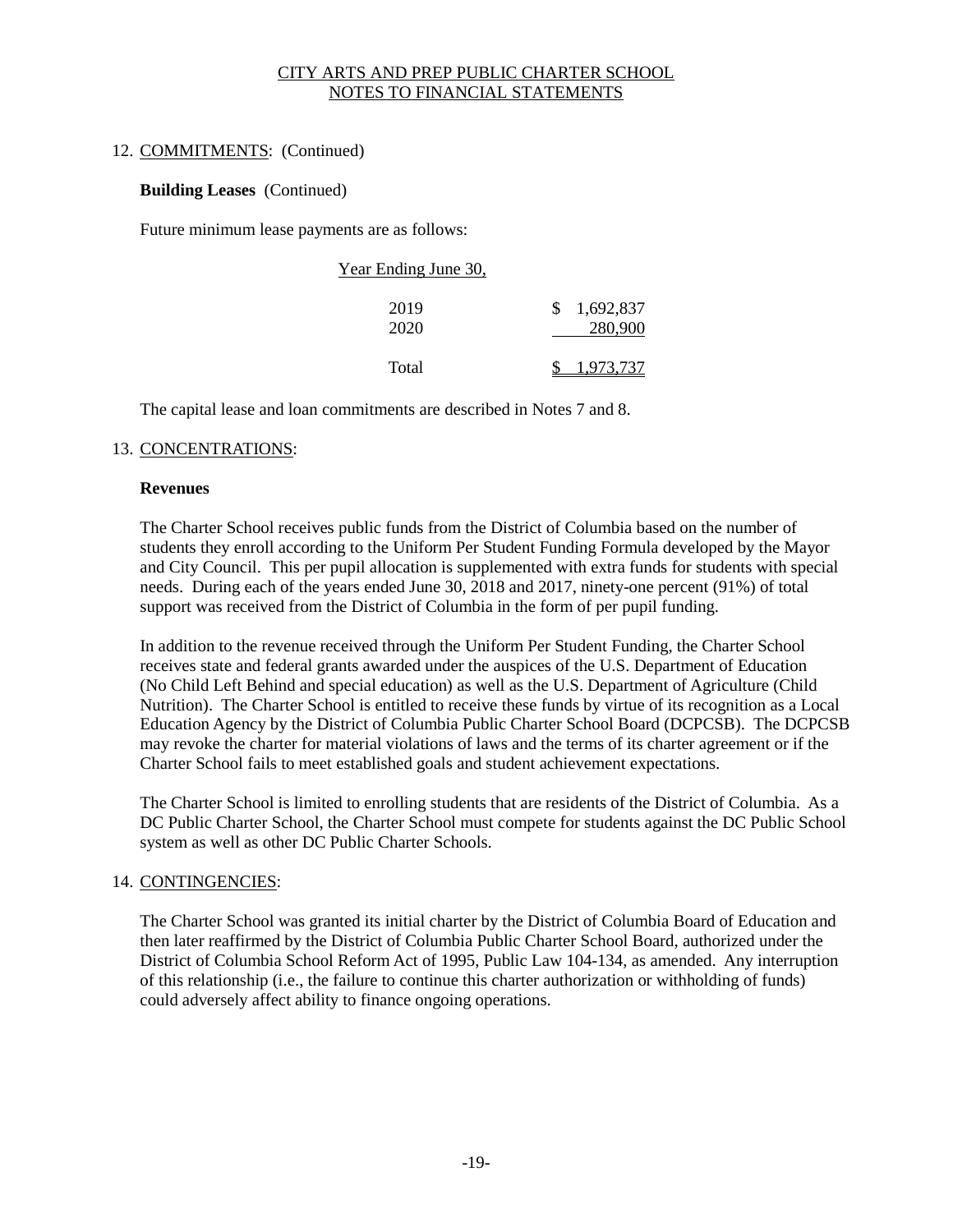CITY ARTS AND PREP PUBLIC CHARTER SCHOOL
NOTES TO FINANCIAL STATEMENTS

12. COMMITMENTS: (Continued)

**Building Leases** (Continued)

Future minimum lease payments are as follows:

| Year Ending June 30, | |
|---|---|
| 2019 | $ 1,692,837 |
| 2020 | 280,900 |
| Total | $ 1,973,737 |

The capital lease and loan commitments are described in Notes 7 and 8.

13. CONCENTRATIONS:

**Revenues**

The Charter School receives public funds from the District of Columbia based on the number of students they enroll according to the Uniform Per Student Funding Formula developed by the Mayor and City Council. This per pupil allocation is supplemented with extra funds for students with special needs. During each of the years ended June 30, 2018 and 2017, ninety-one percent (91%) of total support was received from the District of Columbia in the form of per pupil funding.

In addition to the revenue received through the Uniform Per Student Funding, the Charter School receives state and federal grants awarded under the auspices of the U.S. Department of Education (No Child Left Behind and special education) as well as the U.S. Department of Agriculture (Child Nutrition). The Charter School is entitled to receive these funds by virtue of its recognition as a Local Education Agency by the District of Columbia Public Charter School Board (DCPCSB). The DCPCSB may revoke the charter for material violations of laws and the terms of its charter agreement or if the Charter School fails to meet established goals and student achievement expectations.

The Charter School is limited to enrolling students that are residents of the District of Columbia. As a DC Public Charter School, the Charter School must compete for students against the DC Public School system as well as other DC Public Charter Schools.

14. CONTINGENCIES:

The Charter School was granted its initial charter by the District of Columbia Board of Education and then later reaffirmed by the District of Columbia Public Charter School Board, authorized under the District of Columbia School Reform Act of 1995, Public Law 104-134, as amended. Any interruption of this relationship (i.e., the failure to continue this charter authorization or withholding of funds) could adversely affect ability to finance ongoing operations.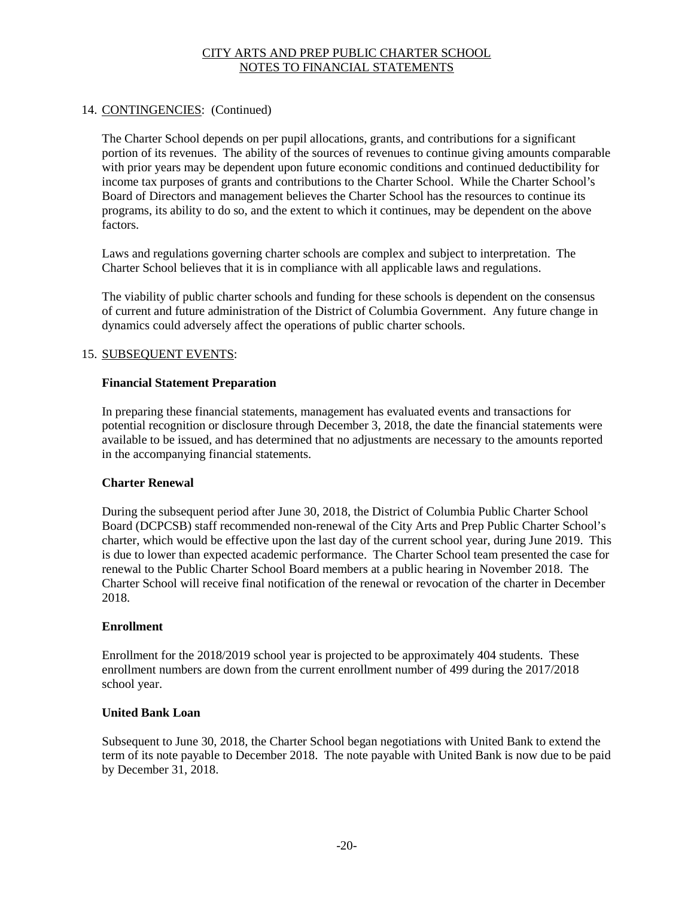## 14. CONTINGENCIES: (Continued)

The Charter School depends on per pupil allocations, grants, and contributions for a significant portion of its revenues. The ability of the sources of revenues to continue giving amounts comparable with prior years may be dependent upon future economic conditions and continued deductibility for income tax purposes of grants and contributions to the Charter School. While the Charter School's Board of Directors and management believes the Charter School has the resources to continue its programs, its ability to do so, and the extent to which it continues, may be dependent on the above factors.

Laws and regulations governing charter schools are complex and subject to interpretation. The Charter School believes that it is in compliance with all applicable laws and regulations.

The viability of public charter schools and funding for these schools is dependent on the consensus of current and future administration of the District of Columbia Government. Any future change in dynamics could adversely affect the operations of public charter schools.

## 15. SUBSEQUENT EVENTS:

### Financial Statement Preparation

In preparing these financial statements, management has evaluated events and transactions for potential recognition or disclosure through December 3, 2018, the date the financial statements were available to be issued, and has determined that no adjustments are necessary to the amounts reported in the accompanying financial statements.

### Charter Renewal

During the subsequent period after June 30, 2018, the District of Columbia Public Charter School Board (DCPCSB) staff recommended non-renewal of the City Arts and Prep Public Charter School's charter, which would be effective upon the last day of the current school year, during June 2019. This is due to lower than expected academic performance. The Charter School team presented the case for renewal to the Public Charter School Board members at a public hearing in November 2018. The Charter School will receive final notification of the renewal or revocation of the charter in December 2018.

### Enrollment

Enrollment for the 2018/2019 school year is projected to be approximately 404 students. These enrollment numbers are down from the current enrollment number of 499 during the 2017/2018 school year.

### United Bank Loan

Subsequent to June 30, 2018, the Charter School began negotiations with United Bank to extend the term of its note payable to December 2018. The note payable with United Bank is now due to be paid by December 31, 2018.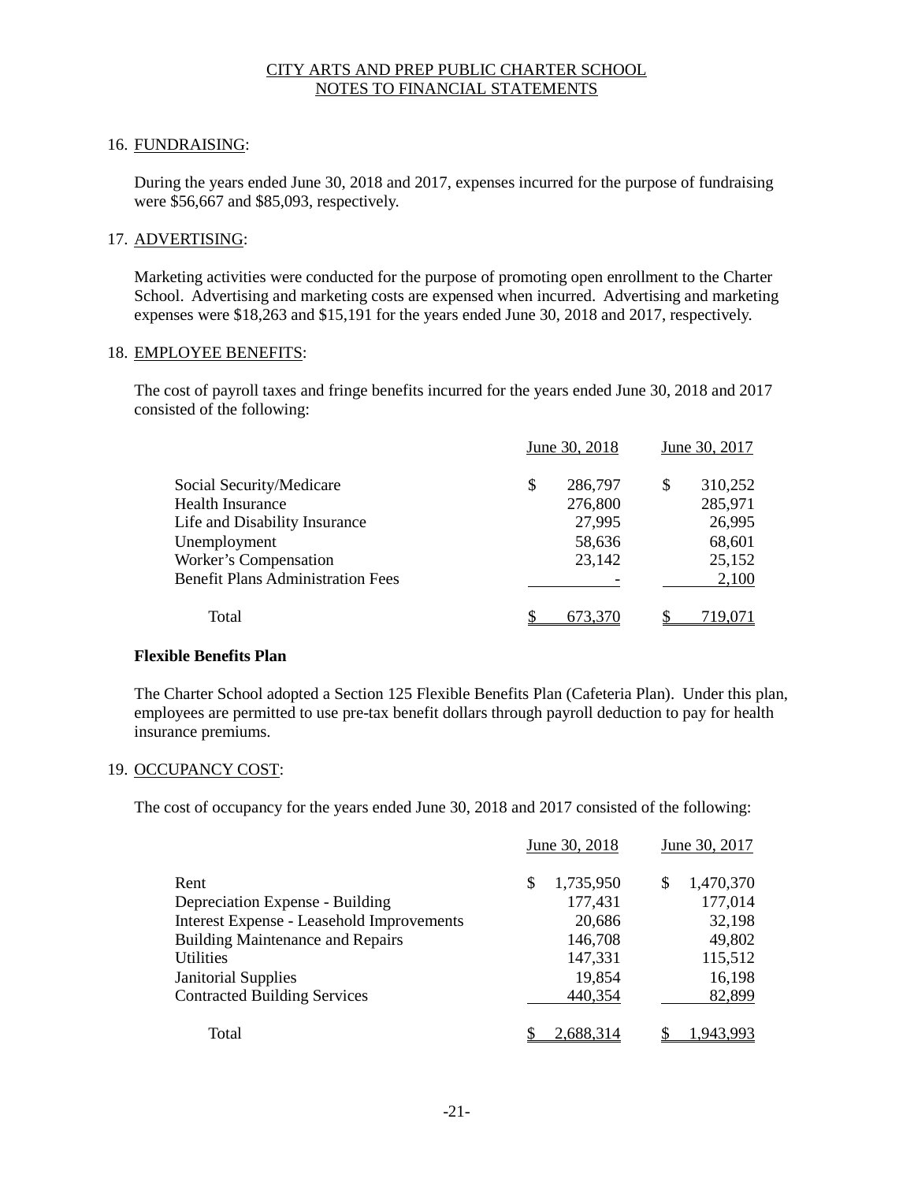CITY ARTS AND PREP PUBLIC CHARTER SCHOOL
NOTES TO FINANCIAL STATEMENTS

## 16. FUNDRAISING:

During the years ended June 30, 2018 and 2017, expenses incurred for the purpose of fundraising were \$56,667 and \$85,093, respectively.

## 17. ADVERTISING:

Marketing activities were conducted for the purpose of promoting open enrollment to the Charter School. Advertising and marketing costs are expensed when incurred. Advertising and marketing expenses were \$18,263 and \$15,191 for the years ended June 30, 2018 and 2017, respectively.

## 18. EMPLOYEE BENEFITS:

The cost of payroll taxes and fringe benefits incurred for the years ended June 30, 2018 and 2017 consisted of the following:

| | June 30, 2018 | June 30, 2017 |
|---|---|---|
| Social Security/Medicare | \$ 286,797 | \$ 310,252 |
| Health Insurance | 276,800 | 285,971 |
| Life and Disability Insurance | 27,995 | 26,995 |
| Unemployment | 58,636 | 68,601 |
| Worker's Compensation | 23,142 | 25,152 |
| Benefit Plans Administration Fees | - | 2,100 |
| Total | \$ 673,370 | \$ 719,071 |

**Flexible Benefits Plan**

The Charter School adopted a Section 125 Flexible Benefits Plan (Cafeteria Plan). Under this plan, employees are permitted to use pre-tax benefit dollars through payroll deduction to pay for health insurance premiums.

## 19. OCCUPANCY COST:

The cost of occupancy for the years ended June 30, 2018 and 2017 consisted of the following:

| | June 30, 2018 | June 30, 2017 |
|---|---|---|
| Rent | \$ 1,735,950 | \$ 1,470,370 |
| Depreciation Expense - Building | 177,431 | 177,014 |
| Interest Expense - Leasehold Improvements | 20,686 | 32,198 |
| Building Maintenance and Repairs | 146,708 | 49,802 |
| Utilities | 147,331 | 115,512 |
| Janitorial Supplies | 19,854 | 16,198 |
| Contracted Building Services | 440,354 | 82,899 |
| Total | \$ 2,688,314 | \$ 1,943,993 |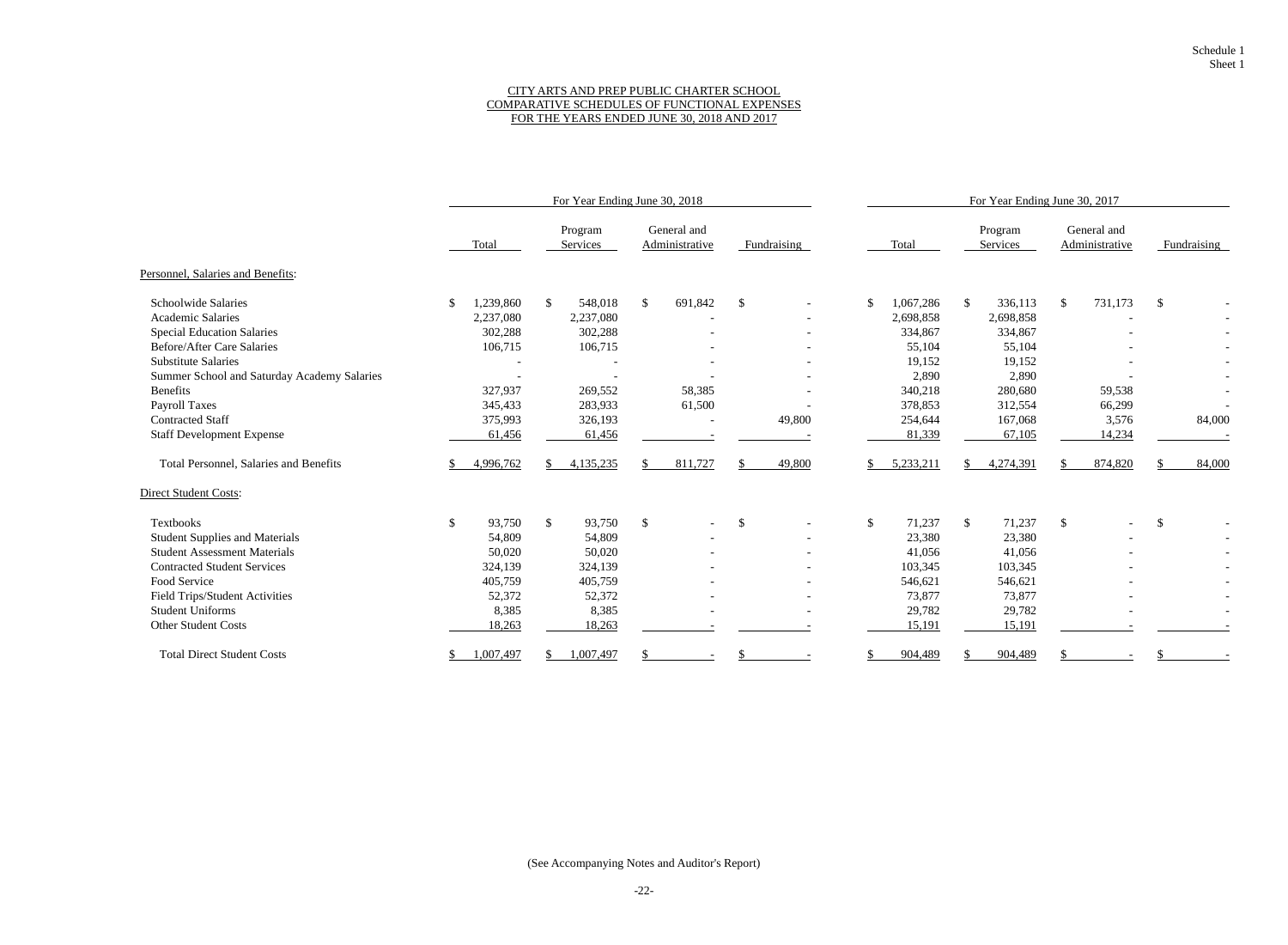Schedule 1
Sheet 1

# CITY ARTS AND PREP PUBLIC CHARTER SCHOOL
## COMPARATIVE SCHEDULES OF FUNCTIONAL EXPENSES
## FOR THE YEARS ENDED JUNE 30, 2018 AND 2017

| | For Year Ending June 30, 2018 | | | | For Year Ending June 30, 2017 | | | |
|---|---|---|---|---|---|---|---|---|
| | Total | Program Services | General and Administrative | Fundraising | Total | Program Services | General and Administrative | Fundraising |
| **Personnel, Salaries and Benefits:** | | | | | | | | |
| Schoolwide Salaries | $ 1,239,860 | $ 548,018 | $ 691,842 | $ - | $ 1,067,286 | $ 336,113 | $ 731,173 | $ - |
| Academic Salaries | 2,237,080 | 2,237,080 | - | - | 2,698,858 | 2,698,858 | - | - |
| Special Education Salaries | 302,288 | 302,288 | - | - | 334,867 | 334,867 | - | - |
| Before/After Care Salaries | 106,715 | 106,715 | - | - | 55,104 | 55,104 | - | - |
| Substitute Salaries | - | - | - | - | 19,152 | 19,152 | - | - |
| Summer School and Saturday Academy Salaries | - | - | - | - | 2,890 | 2,890 | - | - |
| Benefits | 327,937 | 269,552 | 58,385 | - | 340,218 | 280,680 | 59,538 | - |
| Payroll Taxes | 345,433 | 283,933 | 61,500 | - | 378,853 | 312,554 | 66,299 | - |
| Contracted Staff | 375,993 | 326,193 | - | 49,800 | 254,644 | 167,068 | 3,576 | 84,000 |
| Staff Development Expense | 61,456 | 61,456 | - | - | 81,339 | 67,105 | 14,234 | - |
| Total Personnel, Salaries and Benefits | $ 4,996,762 | $ 4,135,235 | $ 811,727 | $ 49,800 | $ 5,233,211 | $ 4,274,391 | $ 874,820 | $ 84,000 |
| **Direct Student Costs:** | | | | | | | | |
| Textbooks | $ 93,750 | $ 93,750 | $ - | $ - | $ 71,237 | $ 71,237 | $ - | $ - |
| Student Supplies and Materials | 54,809 | 54,809 | - | - | 23,380 | 23,380 | - | - |
| Student Assessment Materials | 50,020 | 50,020 | - | - | 41,056 | 41,056 | - | - |
| Contracted Student Services | 324,139 | 324,139 | - | - | 103,345 | 103,345 | - | - |
| Food Service | 405,759 | 405,759 | - | - | 546,621 | 546,621 | - | - |
| Field Trips/Student Activities | 52,372 | 52,372 | - | - | 73,877 | 73,877 | - | - |
| Student Uniforms | 8,385 | 8,385 | - | - | 29,782 | 29,782 | - | - |
| Other Student Costs | 18,263 | 18,263 | - | - | 15,191 | 15,191 | - | - |
| Total Direct Student Costs | $ 1,007,497 | $ 1,007,497 | $ - | $ - | $ 904,489 | $ 904,489 | $ - | $ - |

(See Accompanying Notes and Auditor's Report)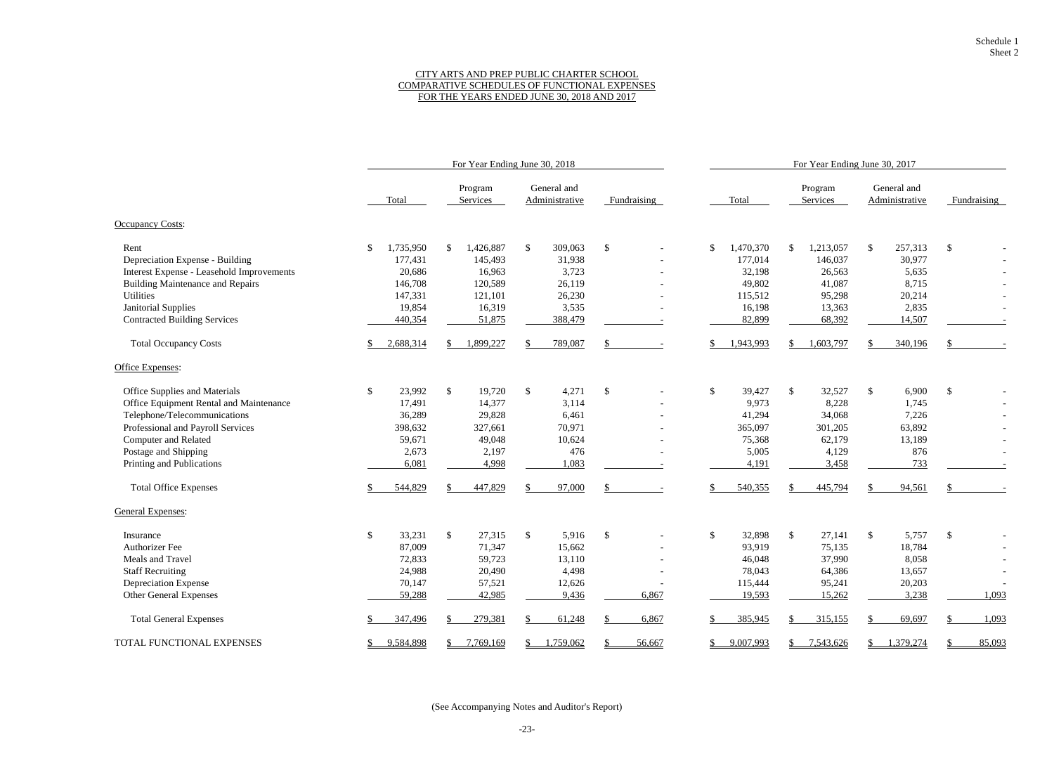Schedule 1
Sheet 2

# CITY ARTS AND PREP PUBLIC CHARTER SCHOOL
## COMPARATIVE SCHEDULES OF FUNCTIONAL EXPENSES
### FOR THE YEARS ENDED JUNE 30, 2018 AND 2017

| | For Year Ending June 30, 2018 | | | | For Year Ending June 30, 2017 | | | |
|---|---|---|---|---|---|---|---|---|
| | Total | Program Services | General and Administrative | Fundraising | Total | Program Services | General and Administrative | Fundraising |
| Occupancy Costs: | | | | | | | | |
| Rent | $ 1,735,950 | $ 1,426,887 | $ 309,063 | $ - | $ 1,470,370 | $ 1,213,057 | $ 257,313 | $ - |
| Depreciation Expense - Building | 177,431 | 145,493 | 31,938 | - | 177,014 | 146,037 | 30,977 | - |
| Interest Expense - Leasehold Improvements | 20,686 | 16,963 | 3,723 | - | 32,198 | 26,563 | 5,635 | - |
| Building Maintenance and Repairs | 146,708 | 120,589 | 26,119 | - | 49,802 | 41,087 | 8,715 | - |
| Utilities | 147,331 | 121,101 | 26,230 | - | 115,512 | 95,298 | 20,214 | - |
| Janitorial Supplies | 19,854 | 16,319 | 3,535 | - | 16,198 | 13,363 | 2,835 | - |
| Contracted Building Services | 440,354 | 51,875 | 388,479 | - | 82,899 | 68,392 | 14,507 | - |
| Total Occupancy Costs | $ 2,688,314 | $ 1,899,227 | $ 789,087 | $ - | $ 1,943,993 | $ 1,603,797 | $ 340,196 | $ - |
| Office Expenses: | | | | | | | | |
| Office Supplies and Materials | $ 23,992 | $ 19,720 | $ 4,271 | $ - | $ 39,427 | $ 32,527 | $ 6,900 | $ - |
| Office Equipment Rental and Maintenance | 17,491 | 14,377 | 3,114 | - | 9,973 | 8,228 | 1,745 | - |
| Telephone/Telecommunications | 36,289 | 29,828 | 6,461 | - | 41,294 | 34,068 | 7,226 | - |
| Professional and Payroll Services | 398,632 | 327,661 | 70,971 | - | 365,097 | 301,205 | 63,892 | - |
| Computer and Related | 59,671 | 49,048 | 10,624 | - | 75,368 | 62,179 | 13,189 | - |
| Postage and Shipping | 2,673 | 2,197 | 476 | - | 5,005 | 4,129 | 876 | - |
| Printing and Publications | 6,081 | 4,998 | 1,083 | - | 4,191 | 3,458 | 733 | - |
| Total Office Expenses | $ 544,829 | $ 447,829 | $ 97,000 | $ - | $ 540,355 | $ 445,794 | $ 94,561 | $ - |
| General Expenses: | | | | | | | | |
| Insurance | $ 33,231 | $ 27,315 | $ 5,916 | $ - | $ 32,898 | $ 27,141 | $ 5,757 | $ - |
| Authorizer Fee | 87,009 | 71,347 | 15,662 | - | 93,919 | 75,135 | 18,784 | - |
| Meals and Travel | 72,833 | 59,723 | 13,110 | - | 46,048 | 37,990 | 8,058 | - |
| Staff Recruiting | 24,988 | 20,490 | 4,498 | - | 78,043 | 64,386 | 13,657 | - |
| Depreciation Expense | 70,147 | 57,521 | 12,626 | - | 115,444 | 95,241 | 20,203 | - |
| Other General Expenses | 59,288 | 42,985 | 9,436 | 6,867 | 19,593 | 15,262 | 3,238 | 1,093 |
| Total General Expenses | $ 347,496 | $ 279,381 | $ 61,248 | $ 6,867 | $ 385,945 | $ 315,155 | $ 69,697 | $ 1,093 |
| TOTAL FUNCTIONAL EXPENSES | $ 9,584,898 | $ 7,769,169 | $ 1,759,062 | $ 56,667 | $ 9,007,993 | $ 7,543,626 | $ 1,379,274 | $ 85,093 |

(See Accompanying Notes and Auditor's Report)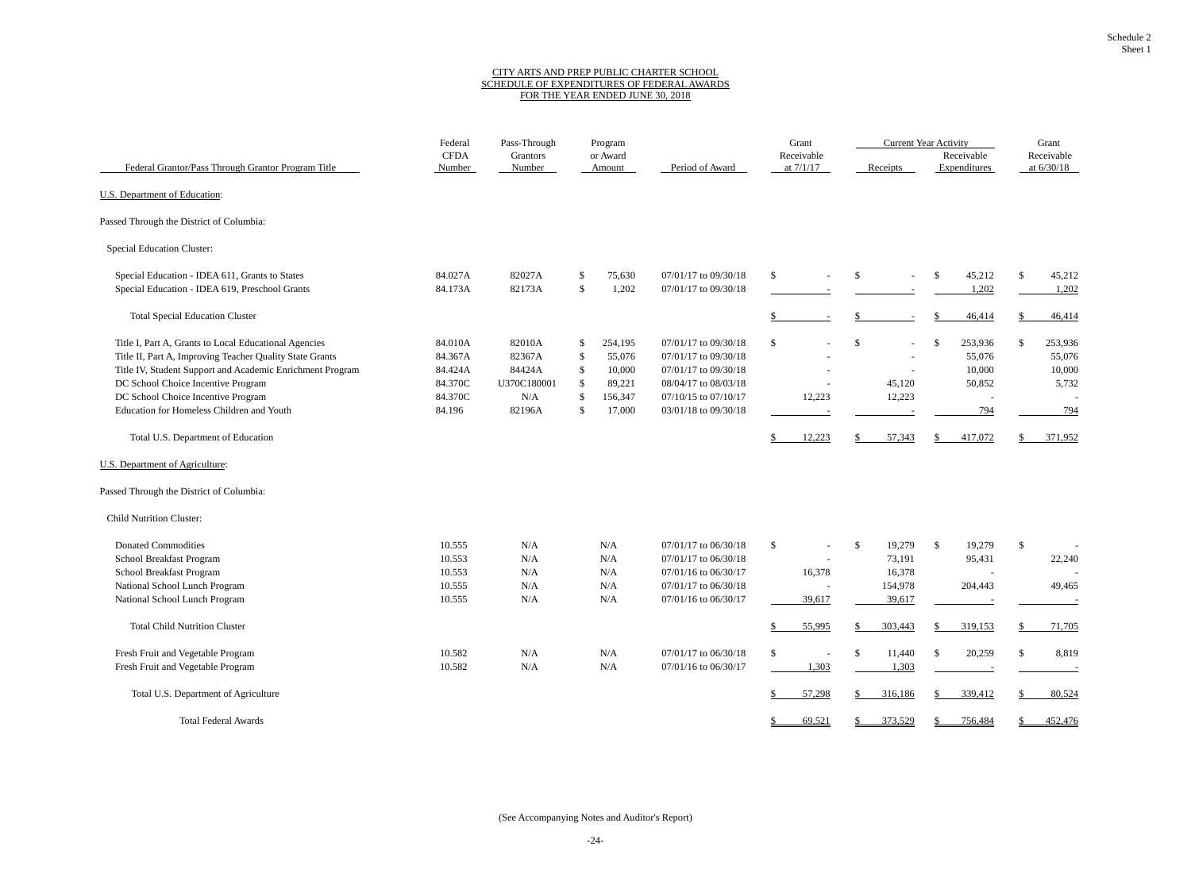Schedule 2
Sheet 1

# CITY ARTS AND PREP PUBLIC CHARTER SCHOOL
## SCHEDULE OF EXPENDITURES OF FEDERAL AWARDS
### FOR THE YEAR ENDED JUNE 30, 2018

| Federal Grantor/Pass Through Grantor Program Title | Federal CFDA Number | Pass-Through Grantors Number | Program or Award Amount | Period of Award | Grant Receivable at 7/1/17 | Current Year Activity | | Grant Receivable at 6/30/18 |
|---|---|---|---|---|---|---|---|---|
| | | | | | | Receipts | Receivable Expenditures | |
| U.S. Department of Education: | | | | | | | | |
| Passed Through the District of Columbia: | | | | | | | | |
| Special Education Cluster: | | | | | | | | |
| Special Education - IDEA 611, Grants to States | 84.027A | 82027A | $ 75,630 | 07/01/17 to 09/30/18 | $ - | $ - | $ 45,212 | $ 45,212 |
| Special Education - IDEA 619, Preschool Grants | 84.173A | 82173A | $ 1,202 | 07/01/17 to 09/30/18 | - | - | 1,202 | 1,202 |
| Total Special Education Cluster | | | | | $ - | $ - | $ 46,414 | $ 46,414 |
| Title I, Part A, Grants to Local Educational Agencies | 84.010A | 82010A | $ 254,195 | 07/01/17 to 09/30/18 | $ - | $ - | $ 253,936 | $ 253,936 |
| Title II, Part A, Improving Teacher Quality State Grants | 84.367A | 82367A | $ 55,076 | 07/01/17 to 09/30/18 | - | - | 55,076 | 55,076 |
| Title IV, Student Support and Academic Enrichment Program | 84.424A | 84424A | $ 10,000 | 07/01/17 to 09/30/18 | - | - | 10,000 | 10,000 |
| DC School Choice Incentive Program | 84.370C | U370C180001 | $ 89,221 | 08/04/17 to 08/03/18 | - | 45,120 | 50,852 | 5,732 |
| DC School Choice Incentive Program | 84.370C | N/A | $ 156,347 | 07/10/15 to 07/10/17 | 12,223 | 12,223 | - | - |
| Education for Homeless Children and Youth | 84.196 | 82196A | $ 17,000 | 03/01/18 to 09/30/18 | - | - | 794 | 794 |
| Total U.S. Department of Education | | | | | $ 12,223 | $ 57,343 | $ 417,072 | $ 371,952 |
| U.S. Department of Agriculture: | | | | | | | | |
| Passed Through the District of Columbia: | | | | | | | | |
| Child Nutrition Cluster: | | | | | | | | |
| Donated Commodities | 10.555 | N/A | N/A | 07/01/17 to 06/30/18 | $ - | $ 19,279 | $ 19,279 | $ - |
| School Breakfast Program | 10.553 | N/A | N/A | 07/01/17 to 06/30/18 | - | 73,191 | 95,431 | 22,240 |
| School Breakfast Program | 10.553 | N/A | N/A | 07/01/16 to 06/30/17 | 16,378 | 16,378 | - | - |
| National School Lunch Program | 10.555 | N/A | N/A | 07/01/17 to 06/30/18 | - | 154,978 | 204,443 | 49,465 |
| National School Lunch Program | 10.555 | N/A | N/A | 07/01/16 to 06/30/17 | 39,617 | 39,617 | - | - |
| Total Child Nutrition Cluster | | | | | $ 55,995 | $ 303,443 | $ 319,153 | $ 71,705 |
| Fresh Fruit and Vegetable Program | 10.582 | N/A | N/A | 07/01/17 to 06/30/18 | $ - | $ 11,440 | $ 20,259 | $ 8,819 |
| Fresh Fruit and Vegetable Program | 10.582 | N/A | N/A | 07/01/16 to 06/30/17 | 1,303 | 1,303 | - | - |
| Total U.S. Department of Agriculture | | | | | $ 57,298 | $ 316,186 | $ 339,412 | $ 80,524 |
| Total Federal Awards | | | | | $ 69,521 | $ 373,529 | $ 756,484 | $ 452,476 |

(See Accompanying Notes and Auditor's Report)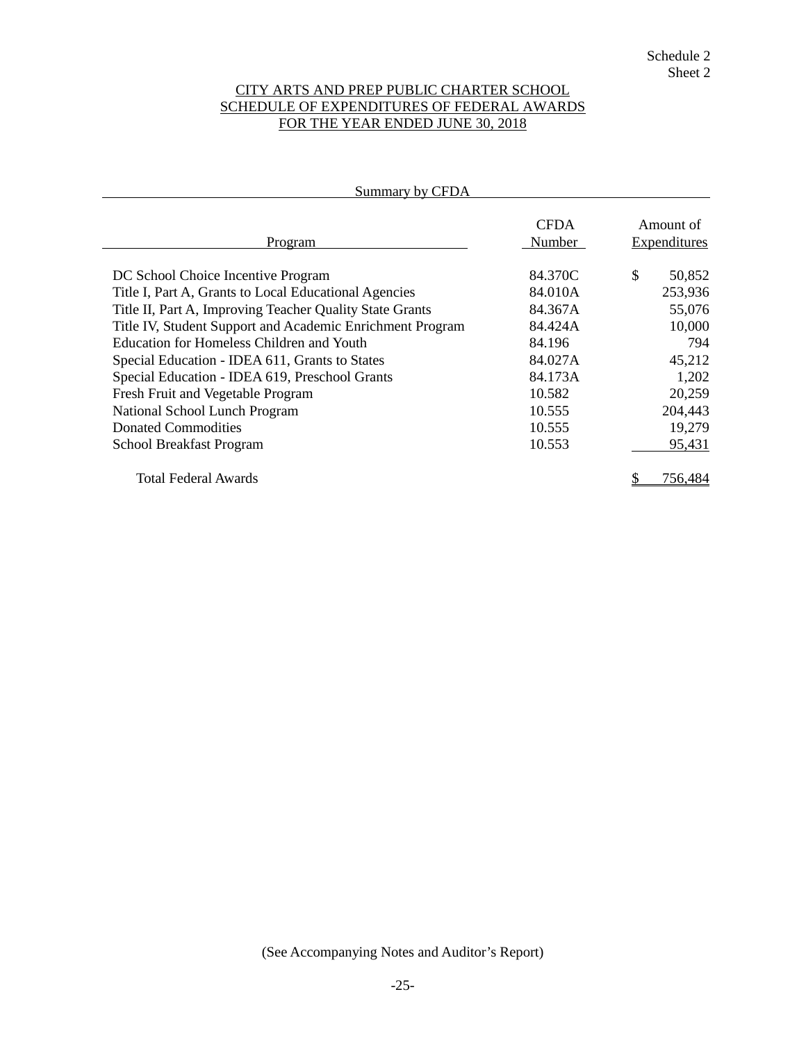Schedule 2
Sheet 2

# CITY ARTS AND PREP PUBLIC CHARTER SCHOOL
## SCHEDULE OF EXPENDITURES OF FEDERAL AWARDS
## FOR THE YEAR ENDED JUNE 30, 2018

Summary by CFDA

| Program | CFDA Number | Amount of Expenditures |
|---|---|---|
| DC School Choice Incentive Program | 84.370C | $ 50,852 |
| Title I, Part A, Grants to Local Educational Agencies | 84.010A | 253,936 |
| Title II, Part A, Improving Teacher Quality State Grants | 84.367A | 55,076 |
| Title IV, Student Support and Academic Enrichment Program | 84.424A | 10,000 |
| Education for Homeless Children and Youth | 84.196 | 794 |
| Special Education - IDEA 611, Grants to States | 84.027A | 45,212 |
| Special Education - IDEA 619, Preschool Grants | 84.173A | 1,202 |
| Fresh Fruit and Vegetable Program | 10.582 | 20,259 |
| National School Lunch Program | 10.555 | 204,443 |
| Donated Commodities | 10.555 | 19,279 |
| School Breakfast Program | 10.553 | 95,431 |
| Total Federal Awards | | $ 756,484 |

(See Accompanying Notes and Auditor's Report)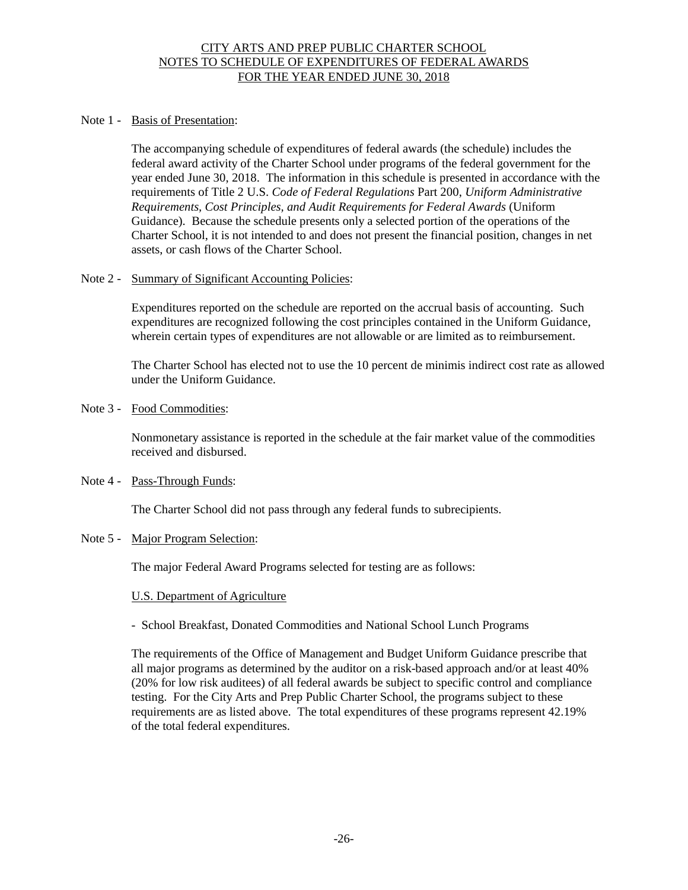# CITY ARTS AND PREP PUBLIC CHARTER SCHOOL
## NOTES TO SCHEDULE OF EXPENDITURES OF FEDERAL AWARDS
## FOR THE YEAR ENDED JUNE 30, 2018

Note 1 - Basis of Presentation:

The accompanying schedule of expenditures of federal awards (the schedule) includes the federal award activity of the Charter School under programs of the federal government for the year ended June 30, 2018. The information in this schedule is presented in accordance with the requirements of Title 2 U.S. *Code of Federal Regulations* Part 200, *Uniform Administrative Requirements, Cost Principles, and Audit Requirements for Federal Awards* (Uniform Guidance). Because the schedule presents only a selected portion of the operations of the Charter School, it is not intended to and does not present the financial position, changes in net assets, or cash flows of the Charter School.

Note 2 - Summary of Significant Accounting Policies:

Expenditures reported on the schedule are reported on the accrual basis of accounting. Such expenditures are recognized following the cost principles contained in the Uniform Guidance, wherein certain types of expenditures are not allowable or are limited as to reimbursement.

The Charter School has elected not to use the 10 percent de minimis indirect cost rate as allowed under the Uniform Guidance.

Note 3 - Food Commodities:

Nonmonetary assistance is reported in the schedule at the fair market value of the commodities received and disbursed.

Note 4 - Pass-Through Funds:

The Charter School did not pass through any federal funds to subrecipients.

Note 5 - Major Program Selection:

The major Federal Award Programs selected for testing are as follows:

U.S. Department of Agriculture

- School Breakfast, Donated Commodities and National School Lunch Programs

The requirements of the Office of Management and Budget Uniform Guidance prescribe that all major programs as determined by the auditor on a risk-based approach and/or at least 40% (20% for low risk auditees) of all federal awards be subject to specific control and compliance testing. For the City Arts and Prep Public Charter School, the programs subject to these requirements are as listed above. The total expenditures of these programs represent 42.19% of the total federal expenditures.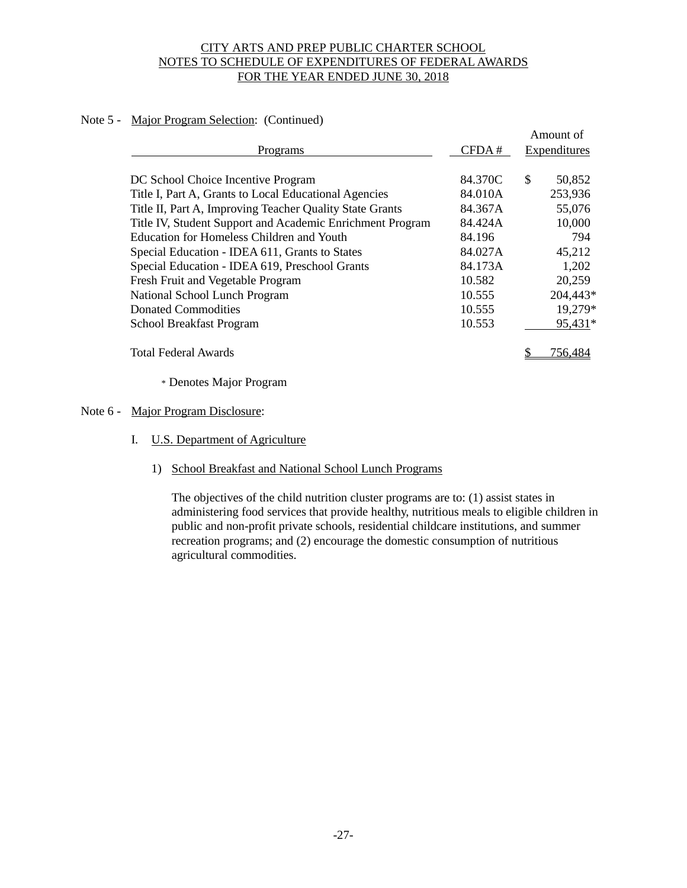# CITY ARTS AND PREP PUBLIC CHARTER SCHOOL
## NOTES TO SCHEDULE OF EXPENDITURES OF FEDERAL AWARDS
## FOR THE YEAR ENDED JUNE 30, 2018

Note 5 - Major Program Selection: (Continued)

| Programs | CFDA # | Amount of Expenditures |
|---|---|---|
| DC School Choice Incentive Program | 84.370C | $ 50,852 |
| Title I, Part A, Grants to Local Educational Agencies | 84.010A | 253,936 |
| Title II, Part A, Improving Teacher Quality State Grants | 84.367A | 55,076 |
| Title IV, Student Support and Academic Enrichment Program | 84.424A | 10,000 |
| Education for Homeless Children and Youth | 84.196 | 794 |
| Special Education - IDEA 611, Grants to States | 84.027A | 45,212 |
| Special Education - IDEA 619, Preschool Grants | 84.173A | 1,202 |
| Fresh Fruit and Vegetable Program | 10.582 | 20,259 |
| National School Lunch Program | 10.555 | 204,443* |
| Donated Commodities | 10.555 | 19,279* |
| School Breakfast Program | 10.553 | 95,431* |
| Total Federal Awards | | $ 756,484 |

\* Denotes Major Program

Note 6 - Major Program Disclosure:

I. U.S. Department of Agriculture

1) School Breakfast and National School Lunch Programs

The objectives of the child nutrition cluster programs are to: (1) assist states in administering food services that provide healthy, nutritious meals to eligible children in public and non-profit private schools, residential childcare institutions, and summer recreation programs; and (2) encourage the domestic consumption of nutritious agricultural commodities.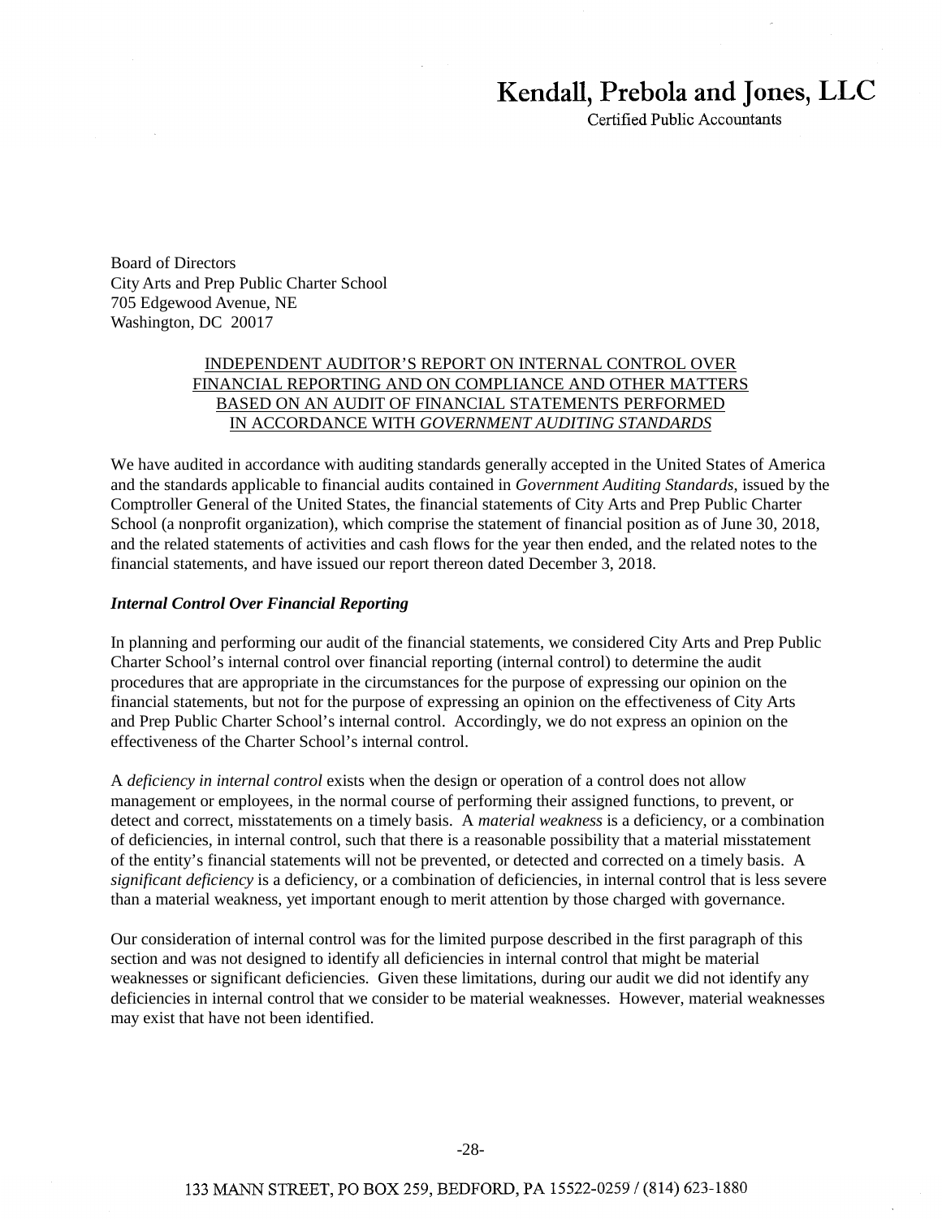# Kendall, Prebola and Jones, LLC

Certified Public Accountants

Board of Directors
City Arts and Prep Public Charter School
705 Edgewood Avenue, NE
Washington, DC 20017

## INDEPENDENT AUDITOR'S REPORT ON INTERNAL CONTROL OVER FINANCIAL REPORTING AND ON COMPLIANCE AND OTHER MATTERS BASED ON AN AUDIT OF FINANCIAL STATEMENTS PERFORMED IN ACCORDANCE WITH *GOVERNMENT AUDITING STANDARDS*

We have audited in accordance with auditing standards generally accepted in the United States of America and the standards applicable to financial audits contained in *Government Auditing Standards*, issued by the Comptroller General of the United States, the financial statements of City Arts and Prep Public Charter School (a nonprofit organization), which comprise the statement of financial position as of June 30, 2018, and the related statements of activities and cash flows for the year then ended, and the related notes to the financial statements, and have issued our report thereon dated December 3, 2018.

***Internal Control Over Financial Reporting***

In planning and performing our audit of the financial statements, we considered City Arts and Prep Public Charter School's internal control over financial reporting (internal control) to determine the audit procedures that are appropriate in the circumstances for the purpose of expressing our opinion on the financial statements, but not for the purpose of expressing an opinion on the effectiveness of City Arts and Prep Public Charter School's internal control. Accordingly, we do not express an opinion on the effectiveness of the Charter School's internal control.

A *deficiency in internal control* exists when the design or operation of a control does not allow management or employees, in the normal course of performing their assigned functions, to prevent, or detect and correct, misstatements on a timely basis. A *material weakness* is a deficiency, or a combination of deficiencies, in internal control, such that there is a reasonable possibility that a material misstatement of the entity's financial statements will not be prevented, or detected and corrected on a timely basis. A *significant deficiency* is a deficiency, or a combination of deficiencies, in internal control that is less severe than a material weakness, yet important enough to merit attention by those charged with governance.

Our consideration of internal control was for the limited purpose described in the first paragraph of this section and was not designed to identify all deficiencies in internal control that might be material weaknesses or significant deficiencies. Given these limitations, during our audit we did not identify any deficiencies in internal control that we consider to be material weaknesses. However, material weaknesses may exist that have not been identified.

133 MANN STREET, PO BOX 259, BEDFORD, PA 15522-0259 / (814) 623-1880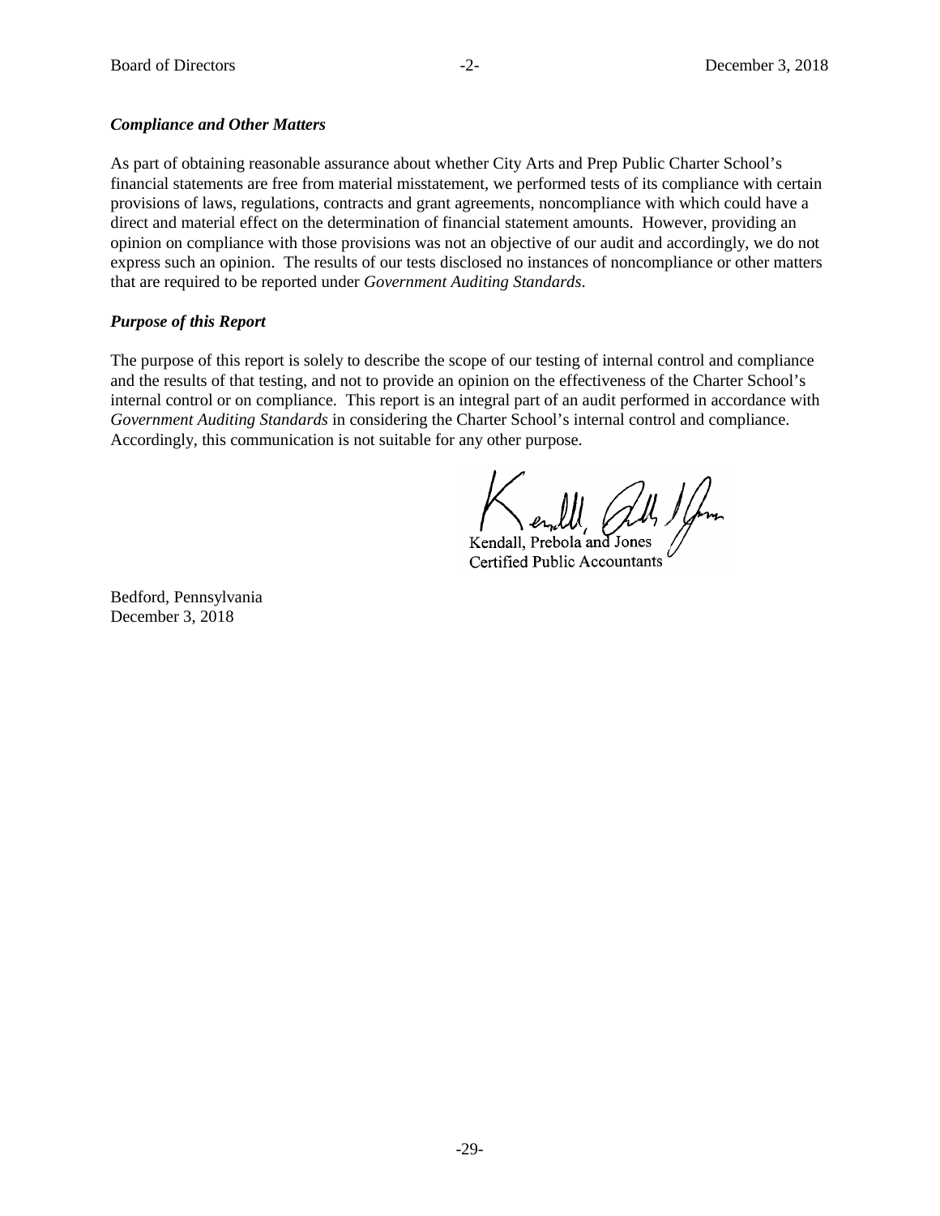***Compliance and Other Matters***

As part of obtaining reasonable assurance about whether City Arts and Prep Public Charter School's financial statements are free from material misstatement, we performed tests of its compliance with certain provisions of laws, regulations, contracts and grant agreements, noncompliance with which could have a direct and material effect on the determination of financial statement amounts. However, providing an opinion on compliance with those provisions was not an objective of our audit and accordingly, we do not express such an opinion. The results of our tests disclosed no instances of noncompliance or other matters that are required to be reported under *Government Auditing Standards*.

***Purpose of this Report***

The purpose of this report is solely to describe the scope of our testing of internal control and compliance and the results of that testing, and not to provide an opinion on the effectiveness of the Charter School's internal control or on compliance. This report is an integral part of an audit performed in accordance with *Government Auditing Standards* in considering the Charter School's internal control and compliance. Accordingly, this communication is not suitable for any other purpose.

Kendall, Prebola and Jones
Certified Public Accountants

Bedford, Pennsylvania
December 3, 2018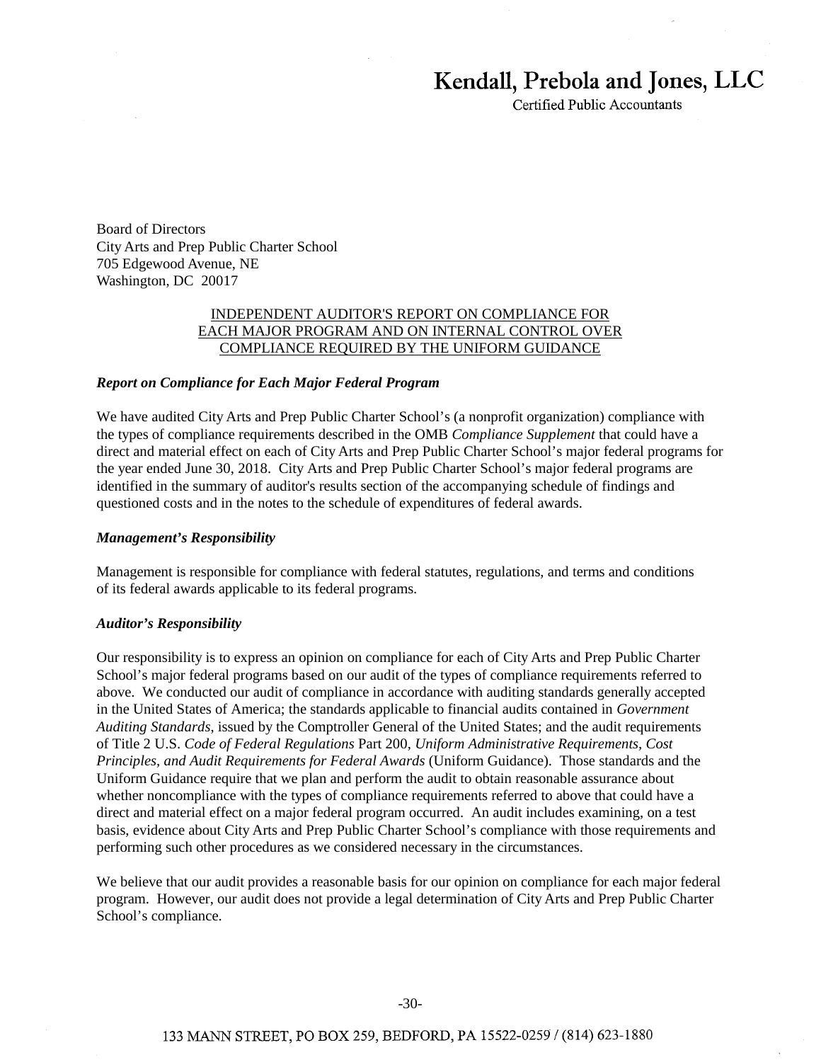# Kendall, Prebola and Jones, LLC

Certified Public Accountants

Board of Directors
City Arts and Prep Public Charter School
705 Edgewood Avenue, NE
Washington, DC 20017

## INDEPENDENT AUDITOR'S REPORT ON COMPLIANCE FOR EACH MAJOR PROGRAM AND ON INTERNAL CONTROL OVER COMPLIANCE REQUIRED BY THE UNIFORM GUIDANCE

### *Report on Compliance for Each Major Federal Program*

We have audited City Arts and Prep Public Charter School's (a nonprofit organization) compliance with the types of compliance requirements described in the OMB *Compliance Supplement* that could have a direct and material effect on each of City Arts and Prep Public Charter School's major federal programs for the year ended June 30, 2018. City Arts and Prep Public Charter School's major federal programs are identified in the summary of auditor's results section of the accompanying schedule of findings and questioned costs and in the notes to the schedule of expenditures of federal awards.

### *Management's Responsibility*

Management is responsible for compliance with federal statutes, regulations, and terms and conditions of its federal awards applicable to its federal programs.

### *Auditor's Responsibility*

Our responsibility is to express an opinion on compliance for each of City Arts and Prep Public Charter School's major federal programs based on our audit of the types of compliance requirements referred to above. We conducted our audit of compliance in accordance with auditing standards generally accepted in the United States of America; the standards applicable to financial audits contained in *Government Auditing Standards*, issued by the Comptroller General of the United States; and the audit requirements of Title 2 U.S. *Code of Federal Regulations* Part 200, *Uniform Administrative Requirements, Cost Principles, and Audit Requirements for Federal Awards* (Uniform Guidance). Those standards and the Uniform Guidance require that we plan and perform the audit to obtain reasonable assurance about whether noncompliance with the types of compliance requirements referred to above that could have a direct and material effect on a major federal program occurred. An audit includes examining, on a test basis, evidence about City Arts and Prep Public Charter School's compliance with those requirements and performing such other procedures as we considered necessary in the circumstances.

We believe that our audit provides a reasonable basis for our opinion on compliance for each major federal program. However, our audit does not provide a legal determination of City Arts and Prep Public Charter School's compliance.

133 MANN STREET, PO BOX 259, BEDFORD, PA 15522-0259 / (814) 623-1880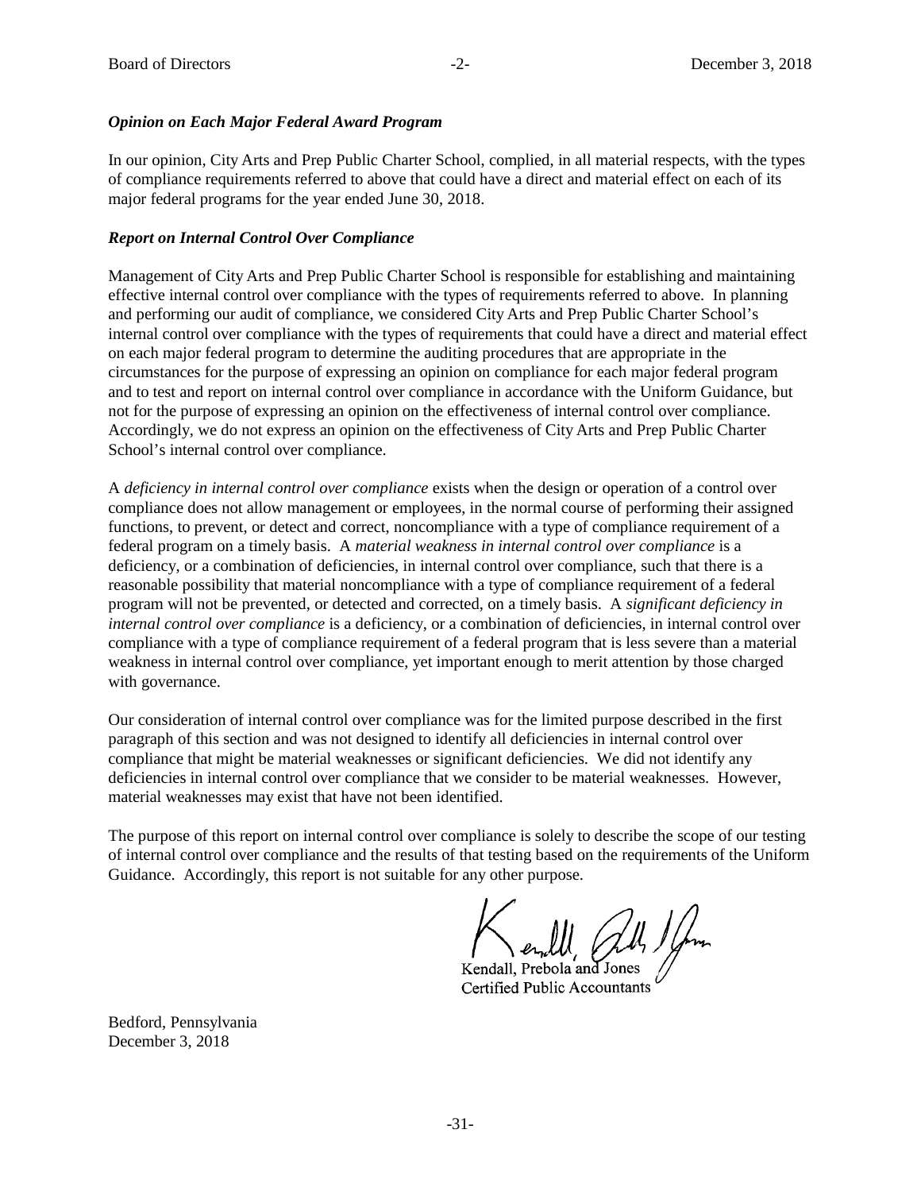***Opinion on Each Major Federal Award Program***

In our opinion, City Arts and Prep Public Charter School, complied, in all material respects, with the types of compliance requirements referred to above that could have a direct and material effect on each of its major federal programs for the year ended June 30, 2018.

***Report on Internal Control Over Compliance***

Management of City Arts and Prep Public Charter School is responsible for establishing and maintaining effective internal control over compliance with the types of requirements referred to above. In planning and performing our audit of compliance, we considered City Arts and Prep Public Charter School's internal control over compliance with the types of requirements that could have a direct and material effect on each major federal program to determine the auditing procedures that are appropriate in the circumstances for the purpose of expressing an opinion on compliance for each major federal program and to test and report on internal control over compliance in accordance with the Uniform Guidance, but not for the purpose of expressing an opinion on the effectiveness of internal control over compliance. Accordingly, we do not express an opinion on the effectiveness of City Arts and Prep Public Charter School's internal control over compliance.

A *deficiency in internal control over compliance* exists when the design or operation of a control over compliance does not allow management or employees, in the normal course of performing their assigned functions, to prevent, or detect and correct, noncompliance with a type of compliance requirement of a federal program on a timely basis. A *material weakness in internal control over compliance* is a deficiency, or a combination of deficiencies, in internal control over compliance, such that there is a reasonable possibility that material noncompliance with a type of compliance requirement of a federal program will not be prevented, or detected and corrected, on a timely basis. A *significant deficiency in internal control over compliance* is a deficiency, or a combination of deficiencies, in internal control over compliance with a type of compliance requirement of a federal program that is less severe than a material weakness in internal control over compliance, yet important enough to merit attention by those charged with governance.

Our consideration of internal control over compliance was for the limited purpose described in the first paragraph of this section and was not designed to identify all deficiencies in internal control over compliance that might be material weaknesses or significant deficiencies. We did not identify any deficiencies in internal control over compliance that we consider to be material weaknesses. However, material weaknesses may exist that have not been identified.

The purpose of this report on internal control over compliance is solely to describe the scope of our testing of internal control over compliance and the results of that testing based on the requirements of the Uniform Guidance. Accordingly, this report is not suitable for any other purpose.

Kendall, Prebola and Jones
Certified Public Accountants

Bedford, Pennsylvania
December 3, 2018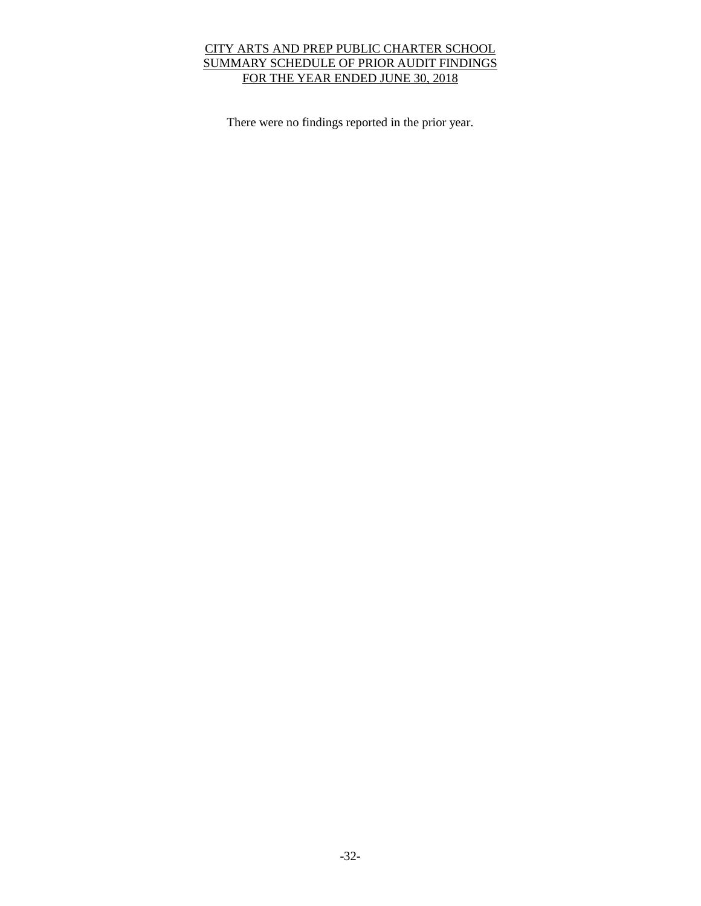# CITY ARTS AND PREP PUBLIC CHARTER SCHOOL
## SUMMARY SCHEDULE OF PRIOR AUDIT FINDINGS
### FOR THE YEAR ENDED JUNE 30, 2018

There were no findings reported in the prior year.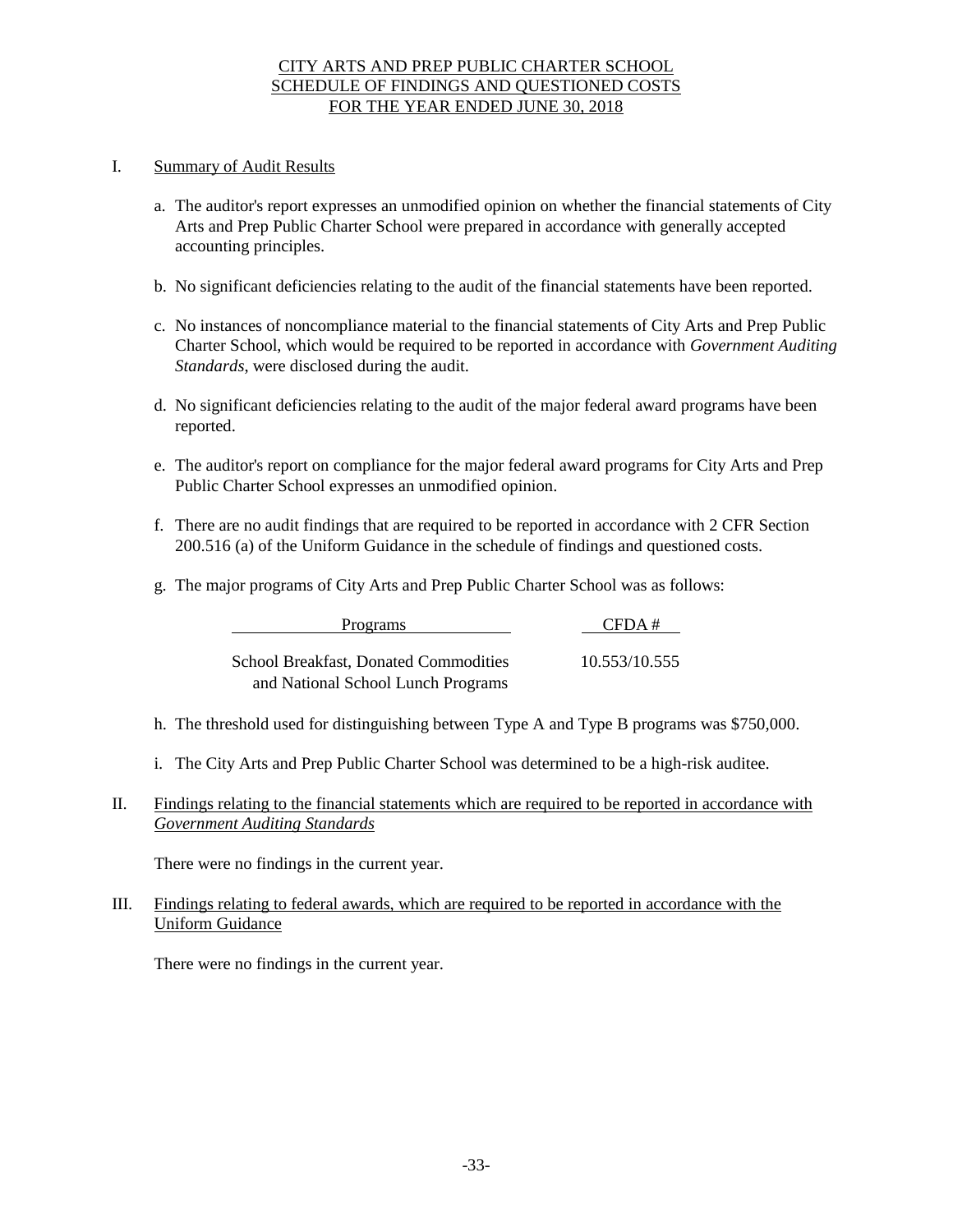# CITY ARTS AND PREP PUBLIC CHARTER SCHOOL
## SCHEDULE OF FINDINGS AND QUESTIONED COSTS
## FOR THE YEAR ENDED JUNE 30, 2018

I. Summary of Audit Results

a. The auditor's report expresses an unmodified opinion on whether the financial statements of City Arts and Prep Public Charter School were prepared in accordance with generally accepted accounting principles.

b. No significant deficiencies relating to the audit of the financial statements have been reported.

c. No instances of noncompliance material to the financial statements of City Arts and Prep Public Charter School, which would be required to be reported in accordance with *Government Auditing Standards*, were disclosed during the audit.

d. No significant deficiencies relating to the audit of the major federal award programs have been reported.

e. The auditor's report on compliance for the major federal award programs for City Arts and Prep Public Charter School expresses an unmodified opinion.

f. There are no audit findings that are required to be reported in accordance with 2 CFR Section 200.516 (a) of the Uniform Guidance in the schedule of findings and questioned costs.

g. The major programs of City Arts and Prep Public Charter School was as follows:

| Programs | CFDA # |
| --- | --- |
| School Breakfast, Donated Commodities and National School Lunch Programs | 10.553/10.555 |

h. The threshold used for distinguishing between Type A and Type B programs was $750,000.

i. The City Arts and Prep Public Charter School was determined to be a high-risk auditee.

II. Findings relating to the financial statements which are required to be reported in accordance with *Government Auditing Standards*

There were no findings in the current year.

III. Findings relating to federal awards, which are required to be reported in accordance with the Uniform Guidance

There were no findings in the current year.